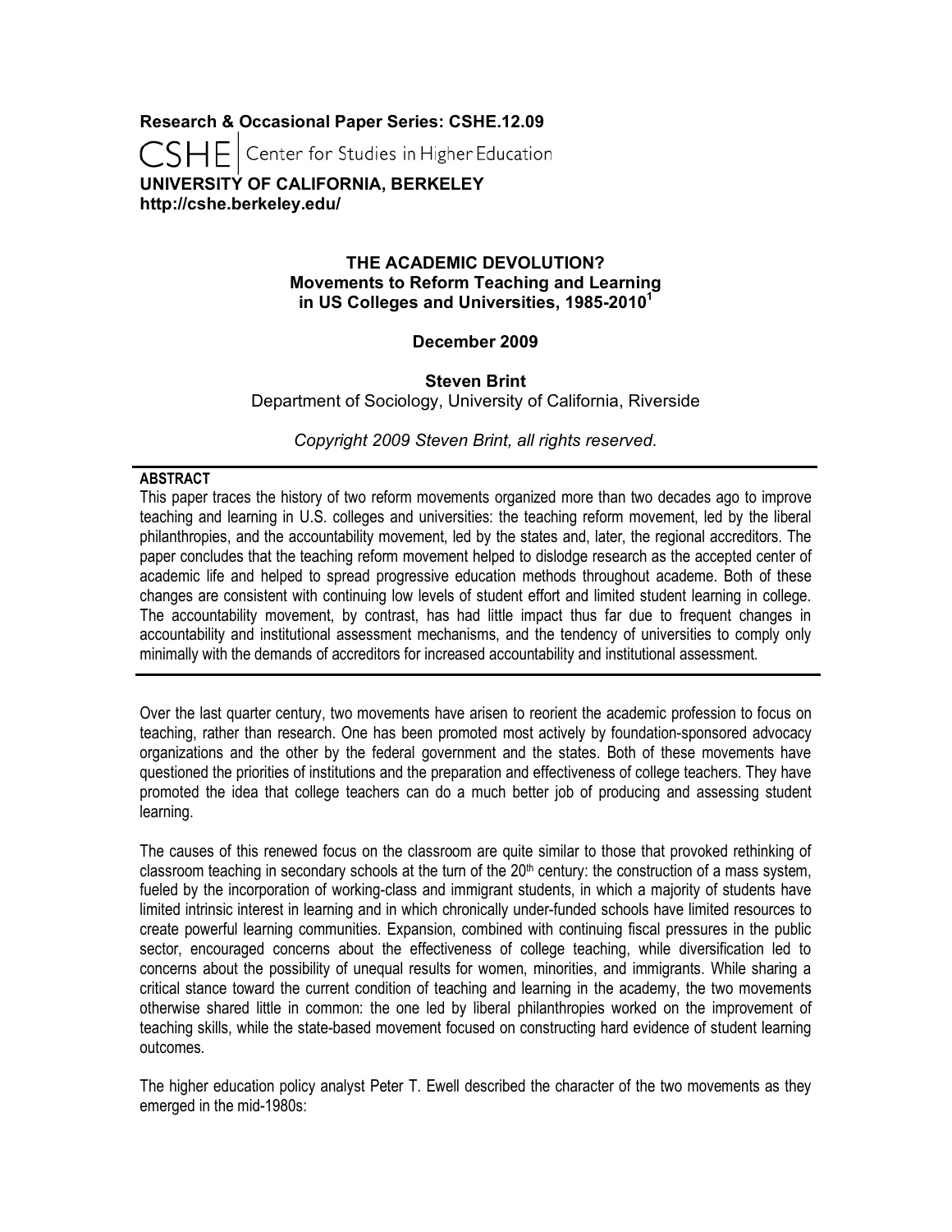**Research & Occasional Paper Series: CSHE.12.09**

CSHE | Center for Studies in Higher Education

**UNIVERSITY OF CALIFORNIA, BERKELEY**
**http://cshe.berkeley.edu/**

# THE ACADEMIC DEVOLUTION? Movements to Reform Teaching and Learning in US Colleges and Universities, 1985-2010[1]

**December 2009**

**Steven Brint**
Department of Sociology, University of California, Riverside

*Copyright 2009 Steven Brint, all rights reserved.*

---

**ABSTRACT**

This paper traces the history of two reform movements organized more than two decades ago to improve teaching and learning in U.S. colleges and universities: the teaching reform movement, led by the liberal philanthropies, and the accountability movement, led by the states and, later, the regional accreditors. The paper concludes that the teaching reform movement helped to dislodge research as the accepted center of academic life and helped to spread progressive education methods throughout academe. Both of these changes are consistent with continuing low levels of student effort and limited student learning in college. The accountability movement, by contrast, has had little impact thus far due to frequent changes in accountability and institutional assessment mechanisms, and the tendency of universities to comply only minimally with the demands of accreditors for increased accountability and institutional assessment.

---

Over the last quarter century, two movements have arisen to reorient the academic profession to focus on teaching, rather than research. One has been promoted most actively by foundation-sponsored advocacy organizations and the other by the federal government and the states. Both of these movements have questioned the priorities of institutions and the preparation and effectiveness of college teachers. They have promoted the idea that college teachers can do a much better job of producing and assessing student learning.

The causes of this renewed focus on the classroom are quite similar to those that provoked rethinking of classroom teaching in secondary schools at the turn of the 20th century: the construction of a mass system, fueled by the incorporation of working-class and immigrant students, in which a majority of students have limited intrinsic interest in learning and in which chronically under-funded schools have limited resources to create powerful learning communities. Expansion, combined with continuing fiscal pressures in the public sector, encouraged concerns about the effectiveness of college teaching, while diversification led to concerns about the possibility of unequal results for women, minorities, and immigrants. While sharing a critical stance toward the current condition of teaching and learning in the academy, the two movements otherwise shared little in common: the one led by liberal philanthropies worked on the improvement of teaching skills, while the state-based movement focused on constructing hard evidence of student learning outcomes.

The higher education policy analyst Peter T. Ewell described the character of the two movements as they emerged in the mid-1980s: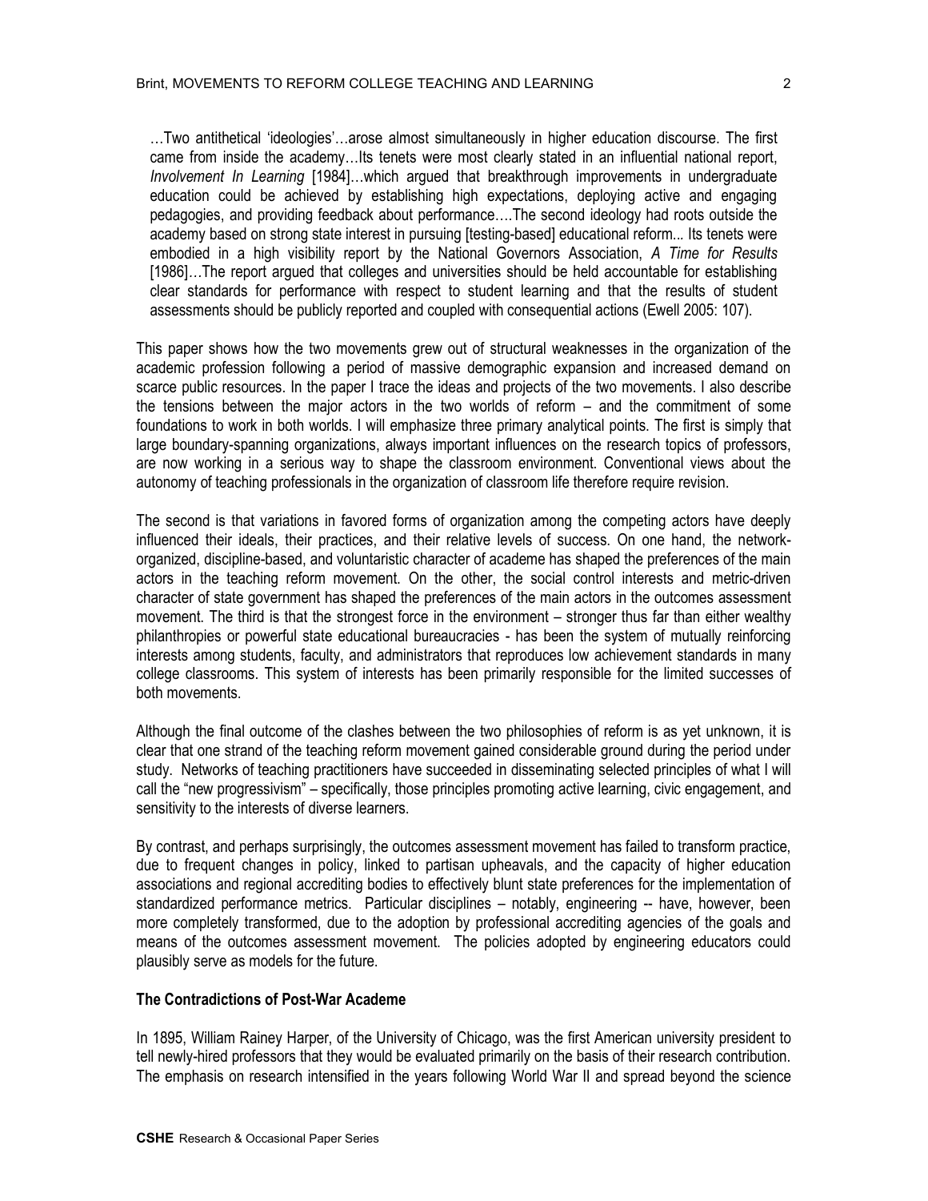> …Two antithetical 'ideologies'…arose almost simultaneously in higher education discourse. The first came from inside the academy…Its tenets were most clearly stated in an influential national report, *Involvement In Learning* [1984]…which argued that breakthrough improvements in undergraduate education could be achieved by establishing high expectations, deploying active and engaging pedagogies, and providing feedback about performance….The second ideology had roots outside the academy based on strong state interest in pursuing [testing-based] educational reform... Its tenets were embodied in a high visibility report by the National Governors Association, *A Time for Results* [1986]…The report argued that colleges and universities should be held accountable for establishing clear standards for performance with respect to student learning and that the results of student assessments should be publicly reported and coupled with consequential actions (Ewell 2005: 107).

This paper shows how the two movements grew out of structural weaknesses in the organization of the academic profession following a period of massive demographic expansion and increased demand on scarce public resources. In the paper I trace the ideas and projects of the two movements. I also describe the tensions between the major actors in the two worlds of reform – and the commitment of some foundations to work in both worlds. I will emphasize three primary analytical points. The first is simply that large boundary-spanning organizations, always important influences on the research topics of professors, are now working in a serious way to shape the classroom environment. Conventional views about the autonomy of teaching professionals in the organization of classroom life therefore require revision.

The second is that variations in favored forms of organization among the competing actors have deeply influenced their ideals, their practices, and their relative levels of success. On one hand, the network-organized, discipline-based, and voluntaristic character of academe has shaped the preferences of the main actors in the teaching reform movement. On the other, the social control interests and metric-driven character of state government has shaped the preferences of the main actors in the outcomes assessment movement. The third is that the strongest force in the environment – stronger thus far than either wealthy philanthropies or powerful state educational bureaucracies - has been the system of mutually reinforcing interests among students, faculty, and administrators that reproduces low achievement standards in many college classrooms. This system of interests has been primarily responsible for the limited successes of both movements.

Although the final outcome of the clashes between the two philosophies of reform is as yet unknown, it is clear that one strand of the teaching reform movement gained considerable ground during the period under study. Networks of teaching practitioners have succeeded in disseminating selected principles of what I will call the "new progressivism" – specifically, those principles promoting active learning, civic engagement, and sensitivity to the interests of diverse learners.

By contrast, and perhaps surprisingly, the outcomes assessment movement has failed to transform practice, due to frequent changes in policy, linked to partisan upheavals, and the capacity of higher education associations and regional accrediting bodies to effectively blunt state preferences for the implementation of standardized performance metrics. Particular disciplines – notably, engineering -- have, however, been more completely transformed, due to the adoption by professional accrediting agencies of the goals and means of the outcomes assessment movement. The policies adopted by engineering educators could plausibly serve as models for the future.

### The Contradictions of Post-War Academe

In 1895, William Rainey Harper, of the University of Chicago, was the first American university president to tell newly-hired professors that they would be evaluated primarily on the basis of their research contribution. The emphasis on research intensified in the years following World War II and spread beyond the science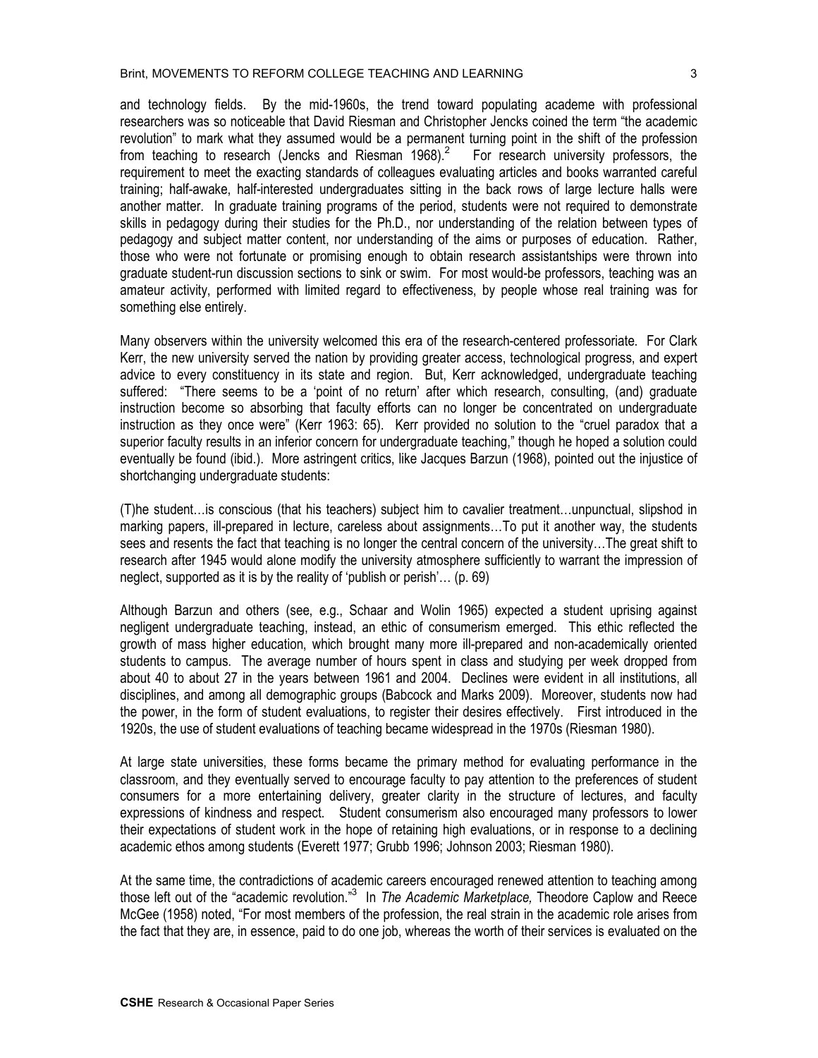and technology fields. By the mid-1960s, the trend toward populating academe with professional researchers was so noticeable that David Riesman and Christopher Jencks coined the term "the academic revolution" to mark what they assumed would be a permanent turning point in the shift of the profession from teaching to research (Jencks and Riesman 1968).[2] For research university professors, the requirement to meet the exacting standards of colleagues evaluating articles and books warranted careful training; half-awake, half-interested undergraduates sitting in the back rows of large lecture halls were another matter. In graduate training programs of the period, students were not required to demonstrate skills in pedagogy during their studies for the Ph.D., nor understanding of the relation between types of pedagogy and subject matter content, nor understanding of the aims or purposes of education. Rather, those who were not fortunate or promising enough to obtain research assistantships were thrown into graduate student-run discussion sections to sink or swim. For most would-be professors, teaching was an amateur activity, performed with limited regard to effectiveness, by people whose real training was for something else entirely.

Many observers within the university welcomed this era of the research-centered professoriate. For Clark Kerr, the new university served the nation by providing greater access, technological progress, and expert advice to every constituency in its state and region. But, Kerr acknowledged, undergraduate teaching suffered: "There seems to be a 'point of no return' after which research, consulting, (and) graduate instruction become so absorbing that faculty efforts can no longer be concentrated on undergraduate instruction as they once were" (Kerr 1963: 65). Kerr provided no solution to the "cruel paradox that a superior faculty results in an inferior concern for undergraduate teaching," though he hoped a solution could eventually be found (ibid.). More astringent critics, like Jacques Barzun (1968), pointed out the injustice of shortchanging undergraduate students:

(T)he student…is conscious (that his teachers) subject him to cavalier treatment…unpunctual, slipshod in marking papers, ill-prepared in lecture, careless about assignments…To put it another way, the students sees and resents the fact that teaching is no longer the central concern of the university…The great shift to research after 1945 would alone modify the university atmosphere sufficiently to warrant the impression of neglect, supported as it is by the reality of 'publish or perish'… (p. 69)

Although Barzun and others (see, e.g., Schaar and Wolin 1965) expected a student uprising against negligent undergraduate teaching, instead, an ethic of consumerism emerged. This ethic reflected the growth of mass higher education, which brought many more ill-prepared and non-academically oriented students to campus. The average number of hours spent in class and studying per week dropped from about 40 to about 27 in the years between 1961 and 2004. Declines were evident in all institutions, all disciplines, and among all demographic groups (Babcock and Marks 2009). Moreover, students now had the power, in the form of student evaluations, to register their desires effectively. First introduced in the 1920s, the use of student evaluations of teaching became widespread in the 1970s (Riesman 1980).

At large state universities, these forms became the primary method for evaluating performance in the classroom, and they eventually served to encourage faculty to pay attention to the preferences of student consumers for a more entertaining delivery, greater clarity in the structure of lectures, and faculty expressions of kindness and respect. Student consumerism also encouraged many professors to lower their expectations of student work in the hope of retaining high evaluations, or in response to a declining academic ethos among students (Everett 1977; Grubb 1996; Johnson 2003; Riesman 1980).

At the same time, the contradictions of academic careers encouraged renewed attention to teaching among those left out of the "academic revolution."[3] In *The Academic Marketplace,* Theodore Caplow and Reece McGee (1958) noted, "For most members of the profession, the real strain in the academic role arises from the fact that they are, in essence, paid to do one job, whereas the worth of their services is evaluated on the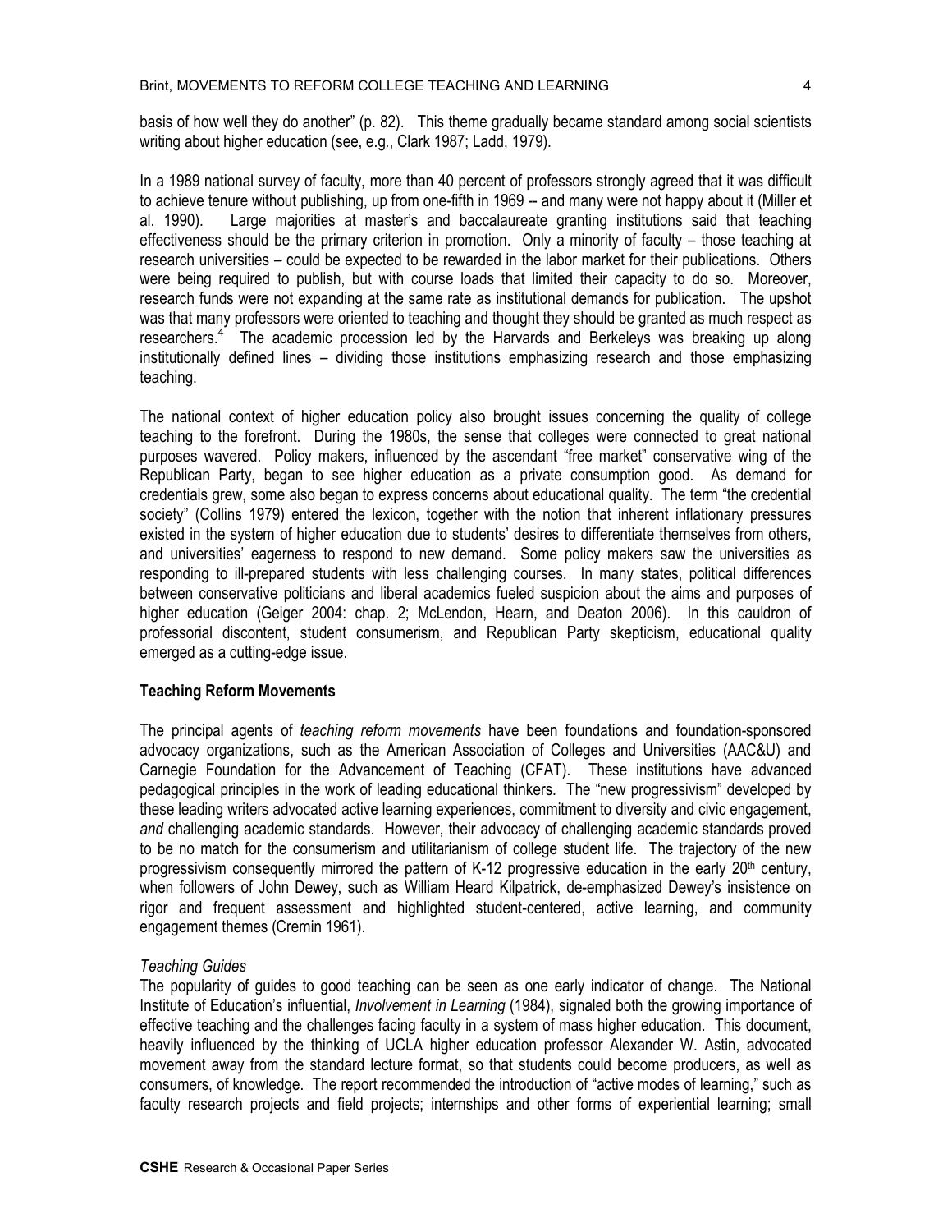basis of how well they do another" (p. 82). This theme gradually became standard among social scientists writing about higher education (see, e.g., Clark 1987; Ladd, 1979).

In a 1989 national survey of faculty, more than 40 percent of professors strongly agreed that it was difficult to achieve tenure without publishing, up from one-fifth in 1969 -- and many were not happy about it (Miller et al. 1990). Large majorities at master's and baccalaureate granting institutions said that teaching effectiveness should be the primary criterion in promotion. Only a minority of faculty – those teaching at research universities – could be expected to be rewarded in the labor market for their publications. Others were being required to publish, but with course loads that limited their capacity to do so. Moreover, research funds were not expanding at the same rate as institutional demands for publication. The upshot was that many professors were oriented to teaching and thought they should be granted as much respect as researchers.[4] The academic procession led by the Harvards and Berkeleys was breaking up along institutionally defined lines – dividing those institutions emphasizing research and those emphasizing teaching.

The national context of higher education policy also brought issues concerning the quality of college teaching to the forefront. During the 1980s, the sense that colleges were connected to great national purposes wavered. Policy makers, influenced by the ascendant "free market" conservative wing of the Republican Party, began to see higher education as a private consumption good. As demand for credentials grew, some also began to express concerns about educational quality. The term "the credential society" (Collins 1979) entered the lexicon, together with the notion that inherent inflationary pressures existed in the system of higher education due to students' desires to differentiate themselves from others, and universities' eagerness to respond to new demand. Some policy makers saw the universities as responding to ill-prepared students with less challenging courses. In many states, political differences between conservative politicians and liberal academics fueled suspicion about the aims and purposes of higher education (Geiger 2004: chap. 2; McLendon, Hearn, and Deaton 2006). In this cauldron of professorial discontent, student consumerism, and Republican Party skepticism, educational quality emerged as a cutting-edge issue.

## Teaching Reform Movements

The principal agents of *teaching reform movements* have been foundations and foundation-sponsored advocacy organizations, such as the American Association of Colleges and Universities (AAC&U) and Carnegie Foundation for the Advancement of Teaching (CFAT). These institutions have advanced pedagogical principles in the work of leading educational thinkers. The "new progressivism" developed by these leading writers advocated active learning experiences, commitment to diversity and civic engagement, *and* challenging academic standards. However, their advocacy of challenging academic standards proved to be no match for the consumerism and utilitarianism of college student life. The trajectory of the new progressivism consequently mirrored the pattern of K-12 progressive education in the early 20th century, when followers of John Dewey, such as William Heard Kilpatrick, de-emphasized Dewey's insistence on rigor and frequent assessment and highlighted student-centered, active learning, and community engagement themes (Cremin 1961).

### *Teaching Guides*

The popularity of guides to good teaching can be seen as one early indicator of change. The National Institute of Education's influential, *Involvement in Learning* (1984), signaled both the growing importance of effective teaching and the challenges facing faculty in a system of mass higher education. This document, heavily influenced by the thinking of UCLA higher education professor Alexander W. Astin, advocated movement away from the standard lecture format, so that students could become producers, as well as consumers, of knowledge. The report recommended the introduction of "active modes of learning," such as faculty research projects and field projects; internships and other forms of experiential learning; small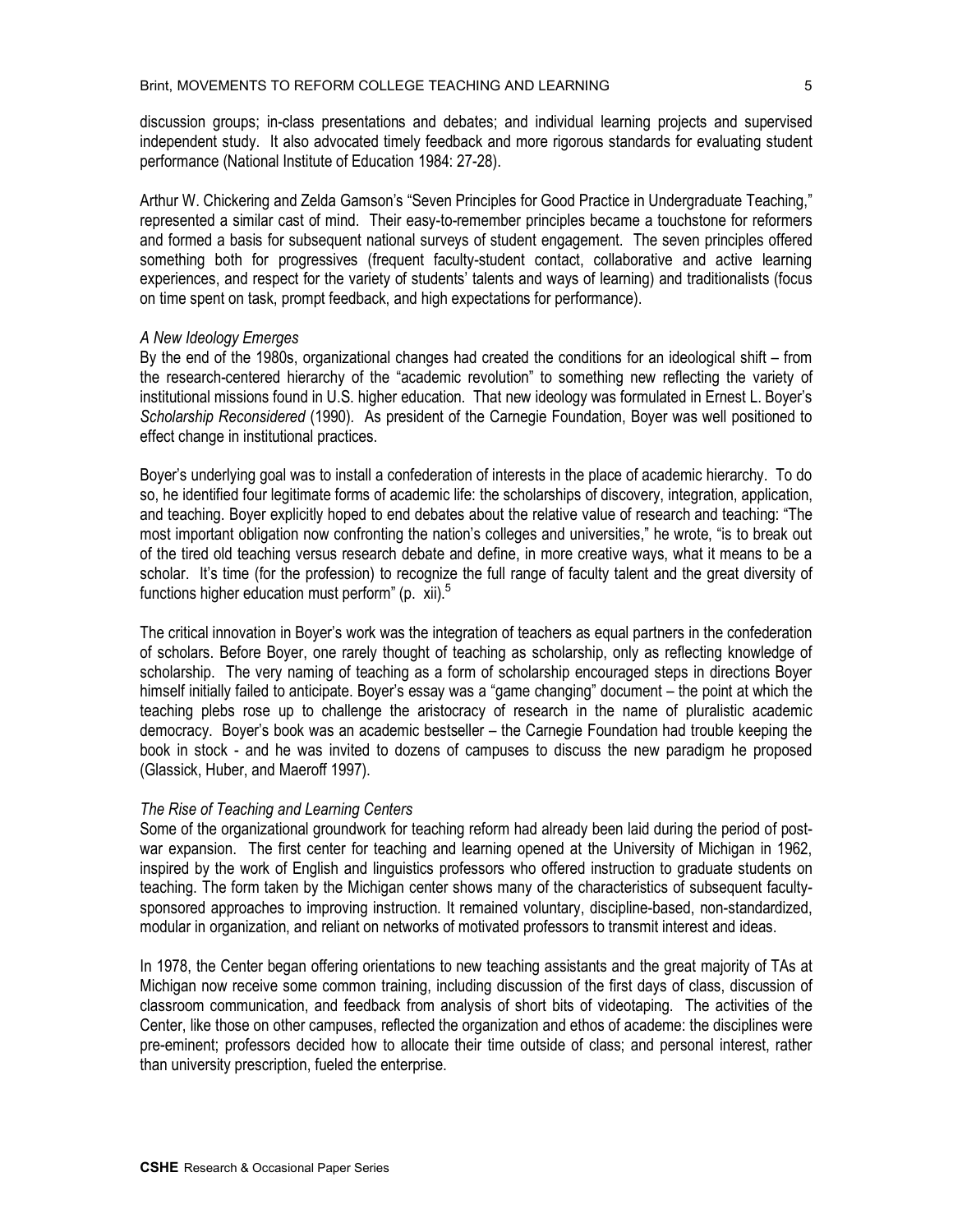discussion groups; in-class presentations and debates; and individual learning projects and supervised independent study. It also advocated timely feedback and more rigorous standards for evaluating student performance (National Institute of Education 1984: 27-28).

Arthur W. Chickering and Zelda Gamson's "Seven Principles for Good Practice in Undergraduate Teaching," represented a similar cast of mind. Their easy-to-remember principles became a touchstone for reformers and formed a basis for subsequent national surveys of student engagement. The seven principles offered something both for progressives (frequent faculty-student contact, collaborative and active learning experiences, and respect for the variety of students' talents and ways of learning) and traditionalists (focus on time spent on task, prompt feedback, and high expectations for performance).

*A New Ideology Emerges*

By the end of the 1980s, organizational changes had created the conditions for an ideological shift – from the research-centered hierarchy of the "academic revolution" to something new reflecting the variety of institutional missions found in U.S. higher education. That new ideology was formulated in Ernest L. Boyer's *Scholarship Reconsidered* (1990). As president of the Carnegie Foundation, Boyer was well positioned to effect change in institutional practices.

Boyer's underlying goal was to install a confederation of interests in the place of academic hierarchy. To do so, he identified four legitimate forms of academic life: the scholarships of discovery, integration, application, and teaching. Boyer explicitly hoped to end debates about the relative value of research and teaching: "The most important obligation now confronting the nation's colleges and universities," he wrote, "is to break out of the tired old teaching versus research debate and define, in more creative ways, what it means to be a scholar. It's time (for the profession) to recognize the full range of faculty talent and the great diversity of functions higher education must perform" (p. xii).[5]

The critical innovation in Boyer's work was the integration of teachers as equal partners in the confederation of scholars. Before Boyer, one rarely thought of teaching as scholarship, only as reflecting knowledge of scholarship. The very naming of teaching as a form of scholarship encouraged steps in directions Boyer himself initially failed to anticipate. Boyer's essay was a "game changing" document – the point at which the teaching plebs rose up to challenge the aristocracy of research in the name of pluralistic academic democracy. Boyer's book was an academic bestseller – the Carnegie Foundation had trouble keeping the book in stock - and he was invited to dozens of campuses to discuss the new paradigm he proposed (Glassick, Huber, and Maeroff 1997).

*The Rise of Teaching and Learning Centers*

Some of the organizational groundwork for teaching reform had already been laid during the period of post-war expansion. The first center for teaching and learning opened at the University of Michigan in 1962, inspired by the work of English and linguistics professors who offered instruction to graduate students on teaching. The form taken by the Michigan center shows many of the characteristics of subsequent faculty-sponsored approaches to improving instruction. It remained voluntary, discipline-based, non-standardized, modular in organization, and reliant on networks of motivated professors to transmit interest and ideas.

In 1978, the Center began offering orientations to new teaching assistants and the great majority of TAs at Michigan now receive some common training, including discussion of the first days of class, discussion of classroom communication, and feedback from analysis of short bits of videotaping. The activities of the Center, like those on other campuses, reflected the organization and ethos of academe: the disciplines were pre-eminent; professors decided how to allocate their time outside of class; and personal interest, rather than university prescription, fueled the enterprise.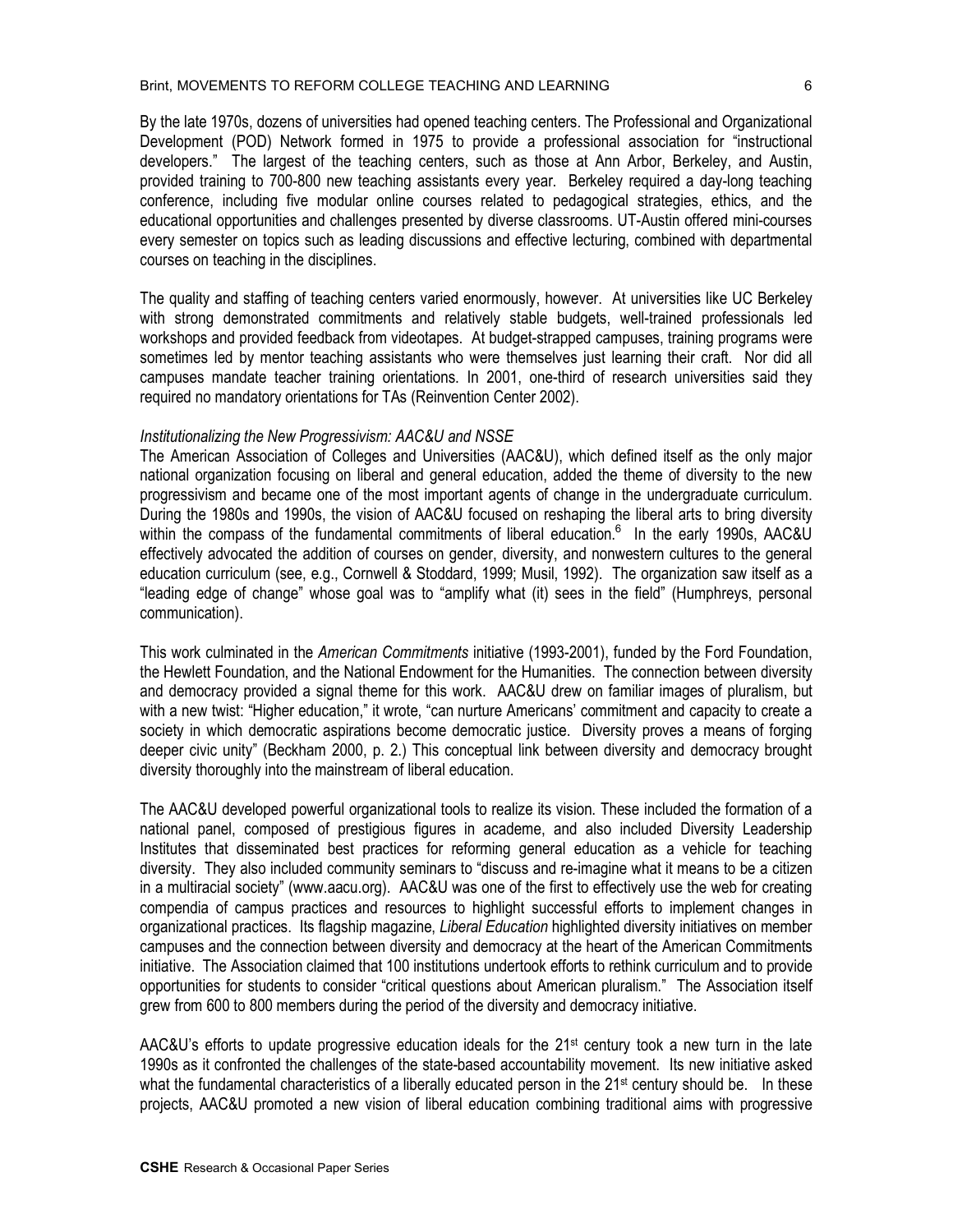By the late 1970s, dozens of universities had opened teaching centers. The Professional and Organizational Development (POD) Network formed in 1975 to provide a professional association for "instructional developers." The largest of the teaching centers, such as those at Ann Arbor, Berkeley, and Austin, provided training to 700-800 new teaching assistants every year. Berkeley required a day-long teaching conference, including five modular online courses related to pedagogical strategies, ethics, and the educational opportunities and challenges presented by diverse classrooms. UT-Austin offered mini-courses every semester on topics such as leading discussions and effective lecturing, combined with departmental courses on teaching in the disciplines.

The quality and staffing of teaching centers varied enormously, however. At universities like UC Berkeley with strong demonstrated commitments and relatively stable budgets, well-trained professionals led workshops and provided feedback from videotapes. At budget-strapped campuses, training programs were sometimes led by mentor teaching assistants who were themselves just learning their craft. Nor did all campuses mandate teacher training orientations. In 2001, one-third of research universities said they required no mandatory orientations for TAs (Reinvention Center 2002).

*Institutionalizing the New Progressivism: AAC&U and NSSE*

The American Association of Colleges and Universities (AAC&U), which defined itself as the only major national organization focusing on liberal and general education, added the theme of diversity to the new progressivism and became one of the most important agents of change in the undergraduate curriculum. During the 1980s and 1990s, the vision of AAC&U focused on reshaping the liberal arts to bring diversity within the compass of the fundamental commitments of liberal education.[6] In the early 1990s, AAC&U effectively advocated the addition of courses on gender, diversity, and nonwestern cultures to the general education curriculum (see, e.g., Cornwell & Stoddard, 1999; Musil, 1992). The organization saw itself as a "leading edge of change" whose goal was to "amplify what (it) sees in the field" (Humphreys, personal communication).

This work culminated in the *American Commitments* initiative (1993-2001), funded by the Ford Foundation, the Hewlett Foundation, and the National Endowment for the Humanities. The connection between diversity and democracy provided a signal theme for this work. AAC&U drew on familiar images of pluralism, but with a new twist: "Higher education," it wrote, "can nurture Americans' commitment and capacity to create a society in which democratic aspirations become democratic justice. Diversity proves a means of forging deeper civic unity" (Beckham 2000, p. 2.) This conceptual link between diversity and democracy brought diversity thoroughly into the mainstream of liberal education.

The AAC&U developed powerful organizational tools to realize its vision. These included the formation of a national panel, composed of prestigious figures in academe, and also included Diversity Leadership Institutes that disseminated best practices for reforming general education as a vehicle for teaching diversity. They also included community seminars to "discuss and re-imagine what it means to be a citizen in a multiracial society" (www.aacu.org). AAC&U was one of the first to effectively use the web for creating compendia of campus practices and resources to highlight successful efforts to implement changes in organizational practices. Its flagship magazine, *Liberal Education* highlighted diversity initiatives on member campuses and the connection between diversity and democracy at the heart of the American Commitments initiative. The Association claimed that 100 institutions undertook efforts to rethink curriculum and to provide opportunities for students to consider "critical questions about American pluralism." The Association itself grew from 600 to 800 members during the period of the diversity and democracy initiative.

AAC&U's efforts to update progressive education ideals for the 21st century took a new turn in the late 1990s as it confronted the challenges of the state-based accountability movement. Its new initiative asked what the fundamental characteristics of a liberally educated person in the 21st century should be. In these projects, AAC&U promoted a new vision of liberal education combining traditional aims with progressive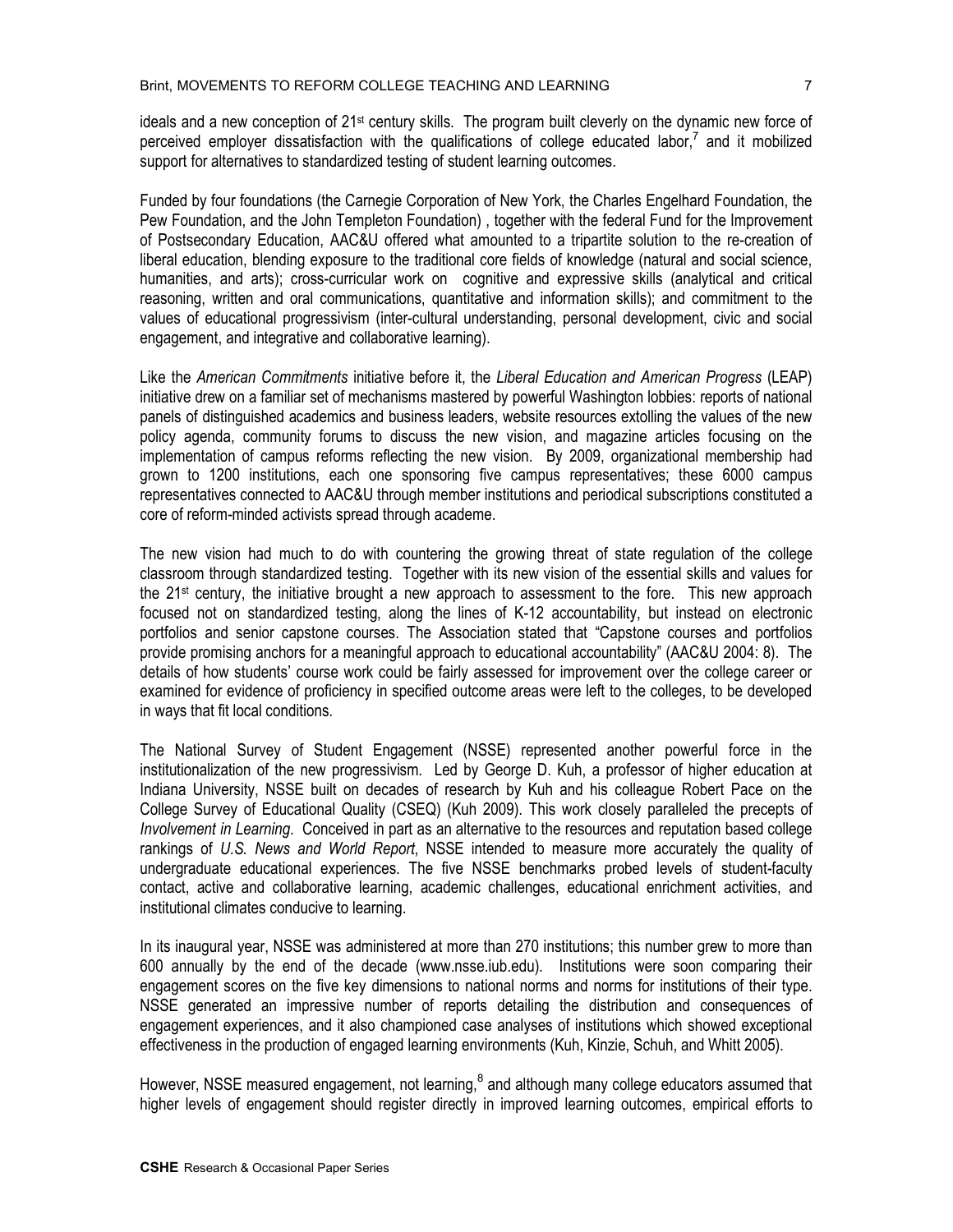ideals and a new conception of 21st century skills. The program built cleverly on the dynamic new force of perceived employer dissatisfaction with the qualifications of college educated labor,[7] and it mobilized support for alternatives to standardized testing of student learning outcomes.

Funded by four foundations (the Carnegie Corporation of New York, the Charles Engelhard Foundation, the Pew Foundation, and the John Templeton Foundation) , together with the federal Fund for the Improvement of Postsecondary Education, AAC&U offered what amounted to a tripartite solution to the re-creation of liberal education, blending exposure to the traditional core fields of knowledge (natural and social science, humanities, and arts); cross-curricular work on cognitive and expressive skills (analytical and critical reasoning, written and oral communications, quantitative and information skills); and commitment to the values of educational progressivism (inter-cultural understanding, personal development, civic and social engagement, and integrative and collaborative learning).

Like the *American Commitments* initiative before it, the *Liberal Education and American Progress* (LEAP) initiative drew on a familiar set of mechanisms mastered by powerful Washington lobbies: reports of national panels of distinguished academics and business leaders, website resources extolling the values of the new policy agenda, community forums to discuss the new vision, and magazine articles focusing on the implementation of campus reforms reflecting the new vision. By 2009, organizational membership had grown to 1200 institutions, each one sponsoring five campus representatives; these 6000 campus representatives connected to AAC&U through member institutions and periodical subscriptions constituted a core of reform-minded activists spread through academe.

The new vision had much to do with countering the growing threat of state regulation of the college classroom through standardized testing. Together with its new vision of the essential skills and values for the 21st century, the initiative brought a new approach to assessment to the fore. This new approach focused not on standardized testing, along the lines of K-12 accountability, but instead on electronic portfolios and senior capstone courses. The Association stated that "Capstone courses and portfolios provide promising anchors for a meaningful approach to educational accountability" (AAC&U 2004: 8). The details of how students' course work could be fairly assessed for improvement over the college career or examined for evidence of proficiency in specified outcome areas were left to the colleges, to be developed in ways that fit local conditions.

The National Survey of Student Engagement (NSSE) represented another powerful force in the institutionalization of the new progressivism. Led by George D. Kuh, a professor of higher education at Indiana University, NSSE built on decades of research by Kuh and his colleague Robert Pace on the College Survey of Educational Quality (CSEQ) (Kuh 2009). This work closely paralleled the precepts of *Involvement in Learning*. Conceived in part as an alternative to the resources and reputation based college rankings of *U.S. News and World Report*, NSSE intended to measure more accurately the quality of undergraduate educational experiences. The five NSSE benchmarks probed levels of student-faculty contact, active and collaborative learning, academic challenges, educational enrichment activities, and institutional climates conducive to learning.

In its inaugural year, NSSE was administered at more than 270 institutions; this number grew to more than 600 annually by the end of the decade (www.nsse.iub.edu). Institutions were soon comparing their engagement scores on the five key dimensions to national norms and norms for institutions of their type. NSSE generated an impressive number of reports detailing the distribution and consequences of engagement experiences, and it also championed case analyses of institutions which showed exceptional effectiveness in the production of engaged learning environments (Kuh, Kinzie, Schuh, and Whitt 2005).

However, NSSE measured engagement, not learning,[8] and although many college educators assumed that higher levels of engagement should register directly in improved learning outcomes, empirical efforts to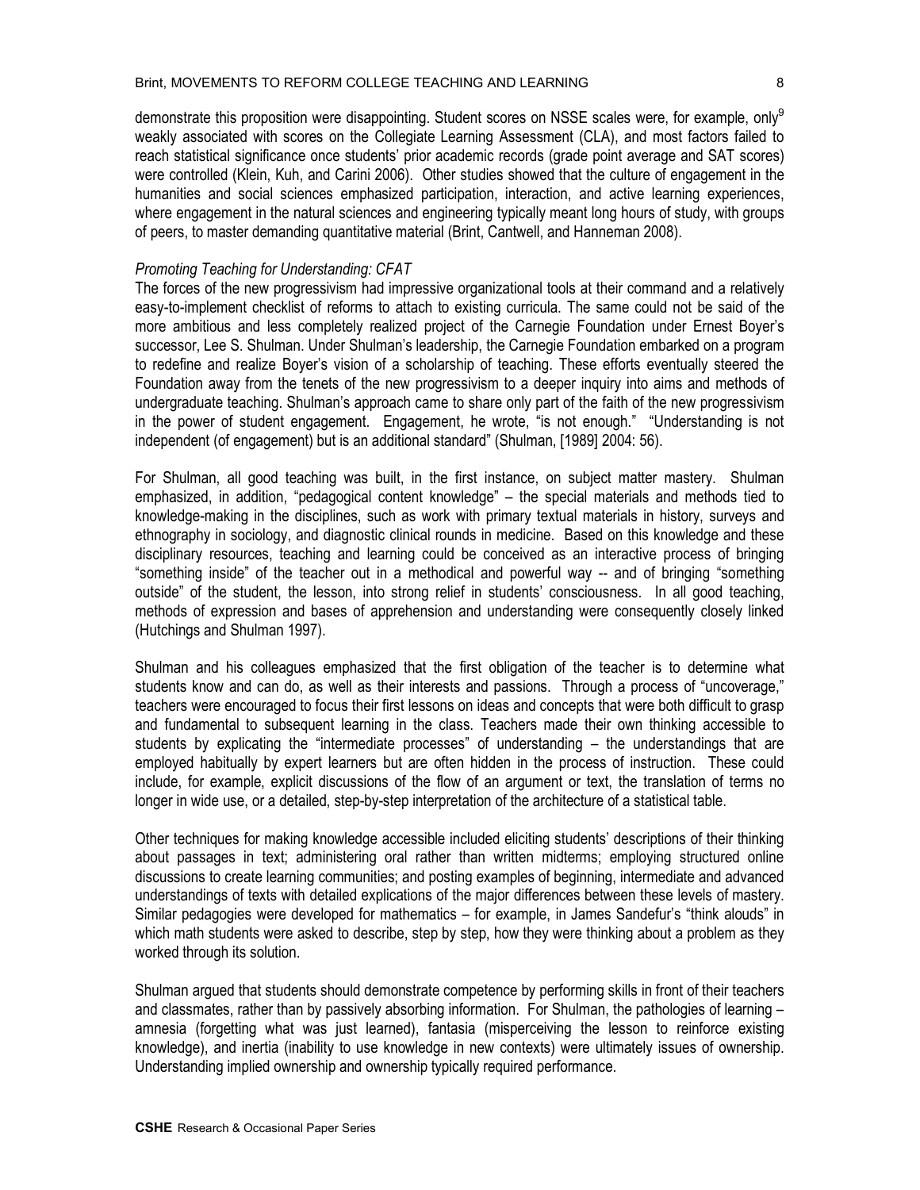demonstrate this proposition were disappointing. Student scores on NSSE scales were, for example, only[9] weakly associated with scores on the Collegiate Learning Assessment (CLA), and most factors failed to reach statistical significance once students' prior academic records (grade point average and SAT scores) were controlled (Klein, Kuh, and Carini 2006). Other studies showed that the culture of engagement in the humanities and social sciences emphasized participation, interaction, and active learning experiences, where engagement in the natural sciences and engineering typically meant long hours of study, with groups of peers, to master demanding quantitative material (Brint, Cantwell, and Hanneman 2008).

*Promoting Teaching for Understanding: CFAT*

The forces of the new progressivism had impressive organizational tools at their command and a relatively easy-to-implement checklist of reforms to attach to existing curricula. The same could not be said of the more ambitious and less completely realized project of the Carnegie Foundation under Ernest Boyer's successor, Lee S. Shulman. Under Shulman's leadership, the Carnegie Foundation embarked on a program to redefine and realize Boyer's vision of a scholarship of teaching. These efforts eventually steered the Foundation away from the tenets of the new progressivism to a deeper inquiry into aims and methods of undergraduate teaching. Shulman's approach came to share only part of the faith of the new progressivism in the power of student engagement. Engagement, he wrote, "is not enough." "Understanding is not independent (of engagement) but is an additional standard" (Shulman, [1989] 2004: 56).

For Shulman, all good teaching was built, in the first instance, on subject matter mastery. Shulman emphasized, in addition, "pedagogical content knowledge" – the special materials and methods tied to knowledge-making in the disciplines, such as work with primary textual materials in history, surveys and ethnography in sociology, and diagnostic clinical rounds in medicine. Based on this knowledge and these disciplinary resources, teaching and learning could be conceived as an interactive process of bringing "something inside" of the teacher out in a methodical and powerful way -- and of bringing "something outside" of the student, the lesson, into strong relief in students' consciousness. In all good teaching, methods of expression and bases of apprehension and understanding were consequently closely linked (Hutchings and Shulman 1997).

Shulman and his colleagues emphasized that the first obligation of the teacher is to determine what students know and can do, as well as their interests and passions. Through a process of "uncoverage," teachers were encouraged to focus their first lessons on ideas and concepts that were both difficult to grasp and fundamental to subsequent learning in the class. Teachers made their own thinking accessible to students by explicating the "intermediate processes" of understanding – the understandings that are employed habitually by expert learners but are often hidden in the process of instruction. These could include, for example, explicit discussions of the flow of an argument or text, the translation of terms no longer in wide use, or a detailed, step-by-step interpretation of the architecture of a statistical table.

Other techniques for making knowledge accessible included eliciting students' descriptions of their thinking about passages in text; administering oral rather than written midterms; employing structured online discussions to create learning communities; and posting examples of beginning, intermediate and advanced understandings of texts with detailed explications of the major differences between these levels of mastery. Similar pedagogies were developed for mathematics – for example, in James Sandefur's "think alouds" in which math students were asked to describe, step by step, how they were thinking about a problem as they worked through its solution.

Shulman argued that students should demonstrate competence by performing skills in front of their teachers and classmates, rather than by passively absorbing information. For Shulman, the pathologies of learning – amnesia (forgetting what was just learned), fantasia (misperceiving the lesson to reinforce existing knowledge), and inertia (inability to use knowledge in new contexts) were ultimately issues of ownership. Understanding implied ownership and ownership typically required performance.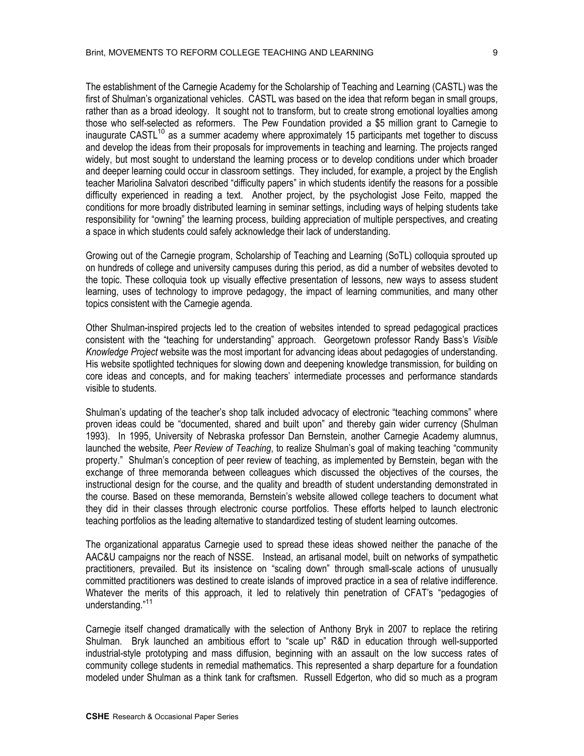The establishment of the Carnegie Academy for the Scholarship of Teaching and Learning (CASTL) was the first of Shulman's organizational vehicles. CASTL was based on the idea that reform began in small groups, rather than as a broad ideology. It sought not to transform, but to create strong emotional loyalties among those who self-selected as reformers. The Pew Foundation provided a $5 million grant to Carnegie to inaugurate CASTL[10] as a summer academy where approximately 15 participants met together to discuss and develop the ideas from their proposals for improvements in teaching and learning. The projects ranged widely, but most sought to understand the learning process or to develop conditions under which broader and deeper learning could occur in classroom settings. They included, for example, a project by the English teacher Mariolina Salvatori described "difficulty papers" in which students identify the reasons for a possible difficulty experienced in reading a text. Another project, by the psychologist Jose Feito, mapped the conditions for more broadly distributed learning in seminar settings, including ways of helping students take responsibility for "owning" the learning process, building appreciation of multiple perspectives, and creating a space in which students could safely acknowledge their lack of understanding.

Growing out of the Carnegie program, Scholarship of Teaching and Learning (SoTL) colloquia sprouted up on hundreds of college and university campuses during this period, as did a number of websites devoted to the topic. These colloquia took up visually effective presentation of lessons, new ways to assess student learning, uses of technology to improve pedagogy, the impact of learning communities, and many other topics consistent with the Carnegie agenda.

Other Shulman-inspired projects led to the creation of websites intended to spread pedagogical practices consistent with the "teaching for understanding" approach. Georgetown professor Randy Bass's *Visible Knowledge Project* website was the most important for advancing ideas about pedagogies of understanding. His website spotlighted techniques for slowing down and deepening knowledge transmission, for building on core ideas and concepts, and for making teachers' intermediate processes and performance standards visible to students.

Shulman's updating of the teacher's shop talk included advocacy of electronic "teaching commons" where proven ideas could be "documented, shared and built upon" and thereby gain wider currency (Shulman 1993). In 1995, University of Nebraska professor Dan Bernstein, another Carnegie Academy alumnus, launched the website, *Peer Review of Teaching*, to realize Shulman's goal of making teaching "community property." Shulman's conception of peer review of teaching, as implemented by Bernstein, began with the exchange of three memoranda between colleagues which discussed the objectives of the courses, the instructional design for the course, and the quality and breadth of student understanding demonstrated in the course. Based on these memoranda, Bernstein's website allowed college teachers to document what they did in their classes through electronic course portfolios. These efforts helped to launch electronic teaching portfolios as the leading alternative to standardized testing of student learning outcomes.

The organizational apparatus Carnegie used to spread these ideas showed neither the panache of the AAC&U campaigns nor the reach of NSSE. Instead, an artisanal model, built on networks of sympathetic practitioners, prevailed. But its insistence on "scaling down" through small-scale actions of unusually committed practitioners was destined to create islands of improved practice in a sea of relative indifference. Whatever the merits of this approach, it led to relatively thin penetration of CFAT's "pedagogies of understanding."[11]

Carnegie itself changed dramatically with the selection of Anthony Bryk in 2007 to replace the retiring Shulman. Bryk launched an ambitious effort to "scale up" R&D in education through well-supported industrial-style prototyping and mass diffusion, beginning with an assault on the low success rates of community college students in remedial mathematics. This represented a sharp departure for a foundation modeled under Shulman as a think tank for craftsmen. Russell Edgerton, who did so much as a program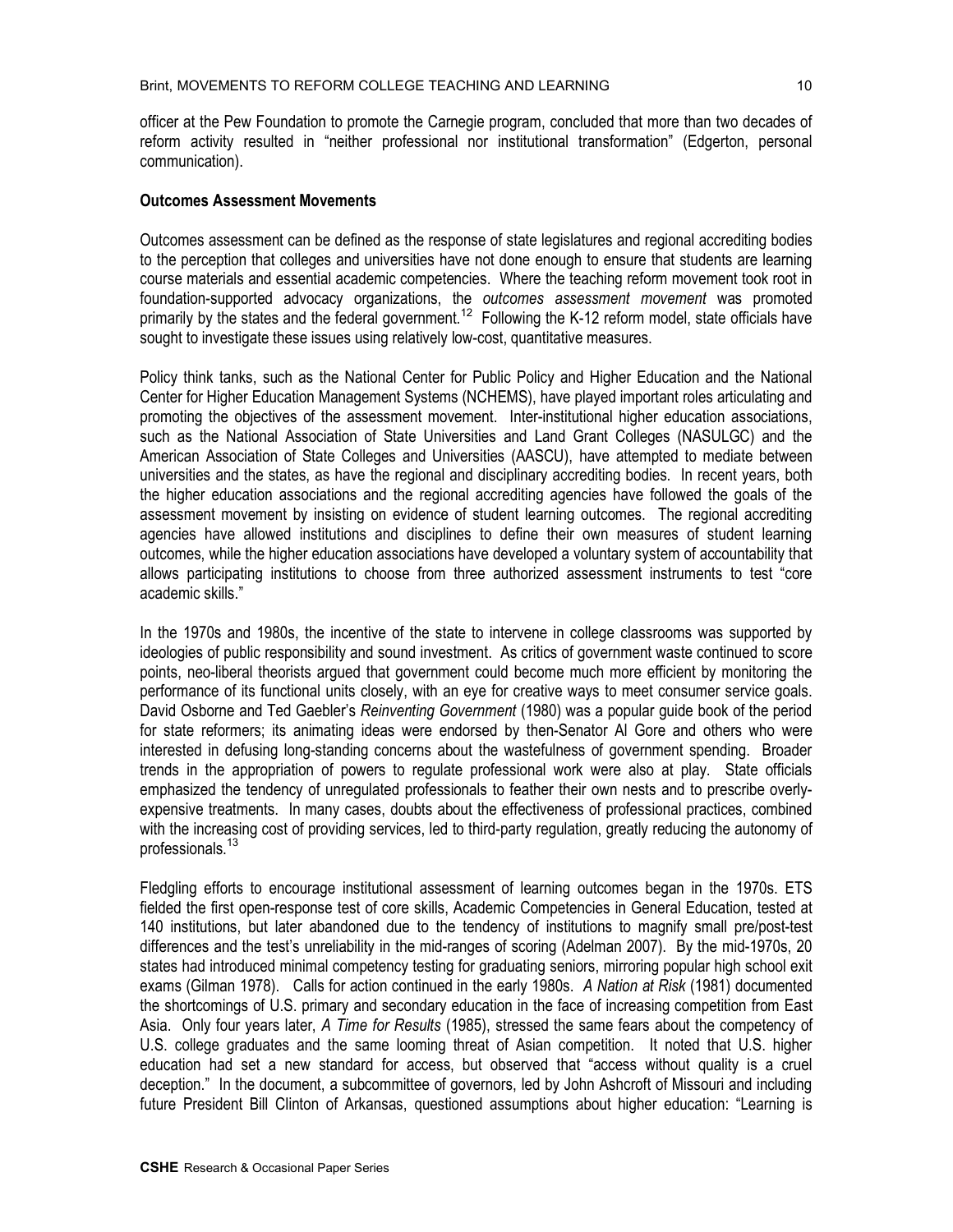officer at the Pew Foundation to promote the Carnegie program, concluded that more than two decades of reform activity resulted in "neither professional nor institutional transformation" (Edgerton, personal communication).

### Outcomes Assessment Movements

Outcomes assessment can be defined as the response of state legislatures and regional accrediting bodies to the perception that colleges and universities have not done enough to ensure that students are learning course materials and essential academic competencies. Where the teaching reform movement took root in foundation-supported advocacy organizations, the *outcomes assessment movement* was promoted primarily by the states and the federal government.[12] Following the K-12 reform model, state officials have sought to investigate these issues using relatively low-cost, quantitative measures.

Policy think tanks, such as the National Center for Public Policy and Higher Education and the National Center for Higher Education Management Systems (NCHEMS), have played important roles articulating and promoting the objectives of the assessment movement. Inter-institutional higher education associations, such as the National Association of State Universities and Land Grant Colleges (NASULGC) and the American Association of State Colleges and Universities (AASCU), have attempted to mediate between universities and the states, as have the regional and disciplinary accrediting bodies. In recent years, both the higher education associations and the regional accrediting agencies have followed the goals of the assessment movement by insisting on evidence of student learning outcomes. The regional accrediting agencies have allowed institutions and disciplines to define their own measures of student learning outcomes, while the higher education associations have developed a voluntary system of accountability that allows participating institutions to choose from three authorized assessment instruments to test "core academic skills."

In the 1970s and 1980s, the incentive of the state to intervene in college classrooms was supported by ideologies of public responsibility and sound investment. As critics of government waste continued to score points, neo-liberal theorists argued that government could become much more efficient by monitoring the performance of its functional units closely, with an eye for creative ways to meet consumer service goals. David Osborne and Ted Gaebler's *Reinventing Government* (1980) was a popular guide book of the period for state reformers; its animating ideas were endorsed by then-Senator Al Gore and others who were interested in defusing long-standing concerns about the wastefulness of government spending. Broader trends in the appropriation of powers to regulate professional work were also at play. State officials emphasized the tendency of unregulated professionals to feather their own nests and to prescribe overly-expensive treatments. In many cases, doubts about the effectiveness of professional practices, combined with the increasing cost of providing services, led to third-party regulation, greatly reducing the autonomy of professionals.[13]

Fledgling efforts to encourage institutional assessment of learning outcomes began in the 1970s. ETS fielded the first open-response test of core skills, Academic Competencies in General Education, tested at 140 institutions, but later abandoned due to the tendency of institutions to magnify small pre/post-test differences and the test's unreliability in the mid-ranges of scoring (Adelman 2007). By the mid-1970s, 20 states had introduced minimal competency testing for graduating seniors, mirroring popular high school exit exams (Gilman 1978). Calls for action continued in the early 1980s. *A Nation at Risk* (1981) documented the shortcomings of U.S. primary and secondary education in the face of increasing competition from East Asia. Only four years later, *A Time for Results* (1985), stressed the same fears about the competency of U.S. college graduates and the same looming threat of Asian competition. It noted that U.S. higher education had set a new standard for access, but observed that "access without quality is a cruel deception." In the document, a subcommittee of governors, led by John Ashcroft of Missouri and including future President Bill Clinton of Arkansas, questioned assumptions about higher education: "Learning is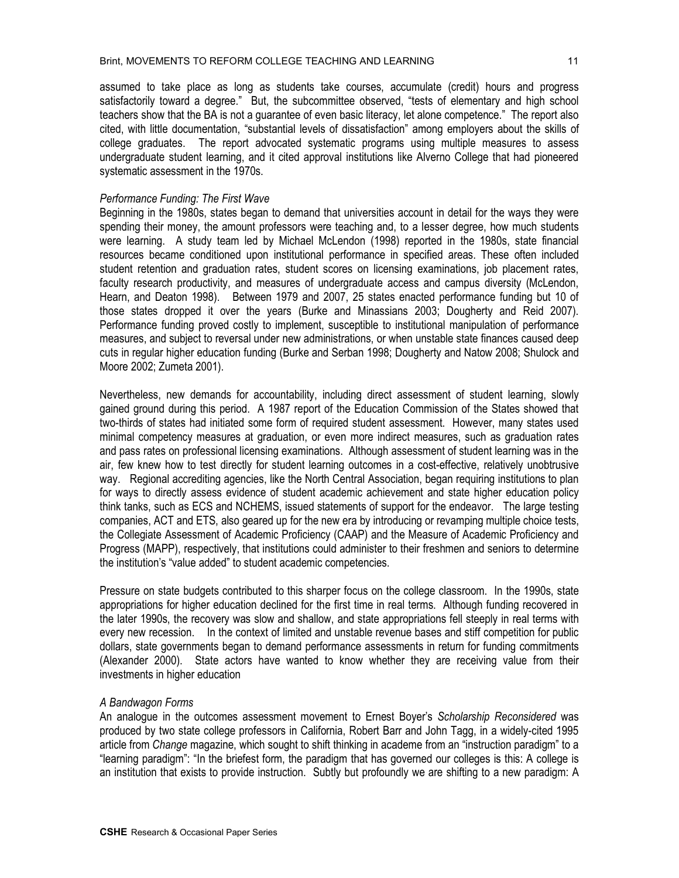assumed to take place as long as students take courses, accumulate (credit) hours and progress satisfactorily toward a degree." But, the subcommittee observed, "tests of elementary and high school teachers show that the BA is not a guarantee of even basic literacy, let alone competence." The report also cited, with little documentation, "substantial levels of dissatisfaction" among employers about the skills of college graduates. The report advocated systematic programs using multiple measures to assess undergraduate student learning, and it cited approval institutions like Alverno College that had pioneered systematic assessment in the 1970s.

*Performance Funding: The First Wave*

Beginning in the 1980s, states began to demand that universities account in detail for the ways they were spending their money, the amount professors were teaching and, to a lesser degree, how much students were learning. A study team led by Michael McLendon (1998) reported in the 1980s, state financial resources became conditioned upon institutional performance in specified areas. These often included student retention and graduation rates, student scores on licensing examinations, job placement rates, faculty research productivity, and measures of undergraduate access and campus diversity (McLendon, Hearn, and Deaton 1998). Between 1979 and 2007, 25 states enacted performance funding but 10 of those states dropped it over the years (Burke and Minassians 2003; Dougherty and Reid 2007). Performance funding proved costly to implement, susceptible to institutional manipulation of performance measures, and subject to reversal under new administrations, or when unstable state finances caused deep cuts in regular higher education funding (Burke and Serban 1998; Dougherty and Natow 2008; Shulock and Moore 2002; Zumeta 2001).

Nevertheless, new demands for accountability, including direct assessment of student learning, slowly gained ground during this period. A 1987 report of the Education Commission of the States showed that two-thirds of states had initiated some form of required student assessment. However, many states used minimal competency measures at graduation, or even more indirect measures, such as graduation rates and pass rates on professional licensing examinations. Although assessment of student learning was in the air, few knew how to test directly for student learning outcomes in a cost-effective, relatively unobtrusive way. Regional accrediting agencies, like the North Central Association, began requiring institutions to plan for ways to directly assess evidence of student academic achievement and state higher education policy think tanks, such as ECS and NCHEMS, issued statements of support for the endeavor. The large testing companies, ACT and ETS, also geared up for the new era by introducing or revamping multiple choice tests, the Collegiate Assessment of Academic Proficiency (CAAP) and the Measure of Academic Proficiency and Progress (MAPP), respectively, that institutions could administer to their freshmen and seniors to determine the institution's "value added" to student academic competencies.

Pressure on state budgets contributed to this sharper focus on the college classroom. In the 1990s, state appropriations for higher education declined for the first time in real terms. Although funding recovered in the later 1990s, the recovery was slow and shallow, and state appropriations fell steeply in real terms with every new recession. In the context of limited and unstable revenue bases and stiff competition for public dollars, state governments began to demand performance assessments in return for funding commitments (Alexander 2000). State actors have wanted to know whether they are receiving value from their investments in higher education

*A Bandwagon Forms*

An analogue in the outcomes assessment movement to Ernest Boyer's *Scholarship Reconsidered* was produced by two state college professors in California, Robert Barr and John Tagg, in a widely-cited 1995 article from *Change* magazine, which sought to shift thinking in academe from an "instruction paradigm" to a "learning paradigm": "In the briefest form, the paradigm that has governed our colleges is this: A college is an institution that exists to provide instruction. Subtly but profoundly we are shifting to a new paradigm: A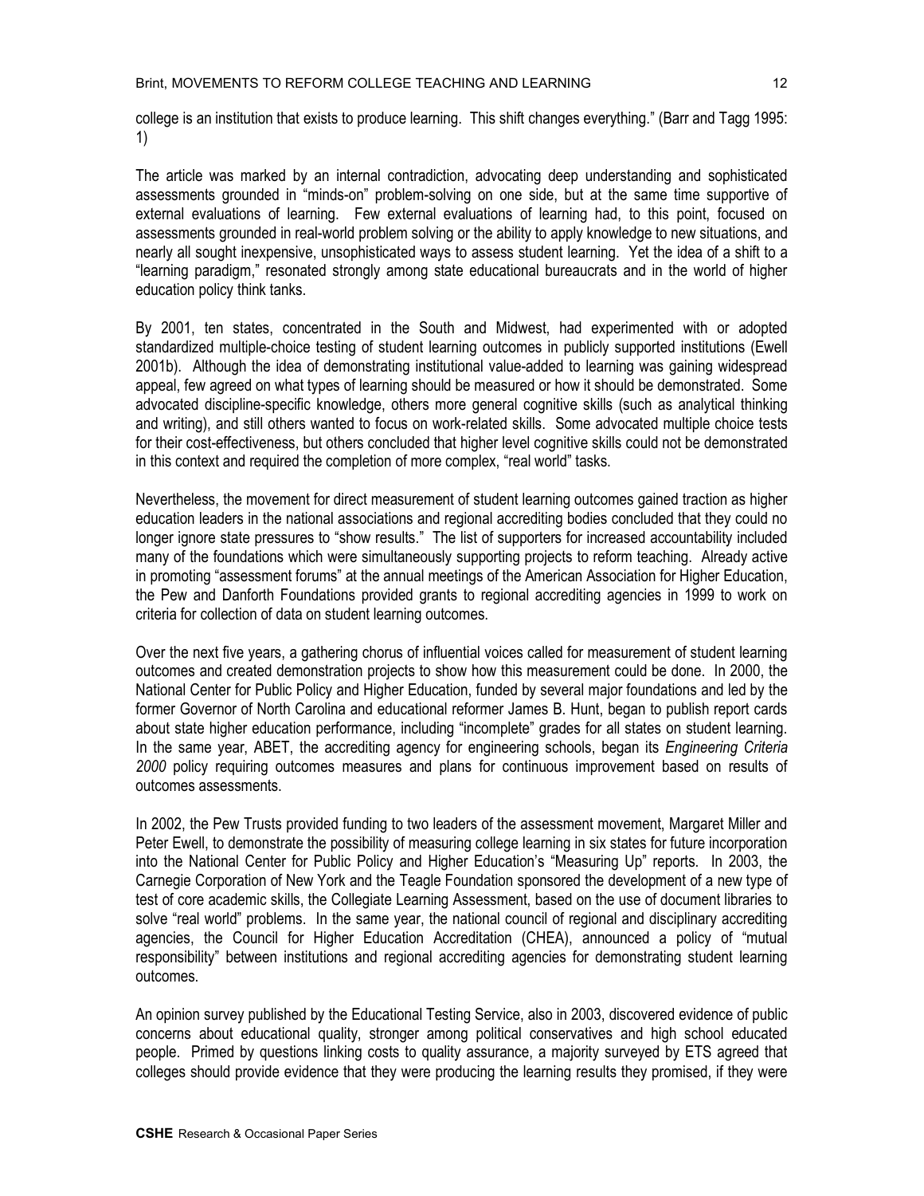college is an institution that exists to produce learning. This shift changes everything." (Barr and Tagg 1995: 1)

The article was marked by an internal contradiction, advocating deep understanding and sophisticated assessments grounded in "minds-on" problem-solving on one side, but at the same time supportive of external evaluations of learning. Few external evaluations of learning had, to this point, focused on assessments grounded in real-world problem solving or the ability to apply knowledge to new situations, and nearly all sought inexpensive, unsophisticated ways to assess student learning. Yet the idea of a shift to a "learning paradigm," resonated strongly among state educational bureaucrats and in the world of higher education policy think tanks.

By 2001, ten states, concentrated in the South and Midwest, had experimented with or adopted standardized multiple-choice testing of student learning outcomes in publicly supported institutions (Ewell 2001b). Although the idea of demonstrating institutional value-added to learning was gaining widespread appeal, few agreed on what types of learning should be measured or how it should be demonstrated. Some advocated discipline-specific knowledge, others more general cognitive skills (such as analytical thinking and writing), and still others wanted to focus on work-related skills. Some advocated multiple choice tests for their cost-effectiveness, but others concluded that higher level cognitive skills could not be demonstrated in this context and required the completion of more complex, "real world" tasks.

Nevertheless, the movement for direct measurement of student learning outcomes gained traction as higher education leaders in the national associations and regional accrediting bodies concluded that they could no longer ignore state pressures to "show results." The list of supporters for increased accountability included many of the foundations which were simultaneously supporting projects to reform teaching. Already active in promoting "assessment forums" at the annual meetings of the American Association for Higher Education, the Pew and Danforth Foundations provided grants to regional accrediting agencies in 1999 to work on criteria for collection of data on student learning outcomes.

Over the next five years, a gathering chorus of influential voices called for measurement of student learning outcomes and created demonstration projects to show how this measurement could be done. In 2000, the National Center for Public Policy and Higher Education, funded by several major foundations and led by the former Governor of North Carolina and educational reformer James B. Hunt, began to publish report cards about state higher education performance, including "incomplete" grades for all states on student learning. In the same year, ABET, the accrediting agency for engineering schools, began its *Engineering Criteria 2000* policy requiring outcomes measures and plans for continuous improvement based on results of outcomes assessments.

In 2002, the Pew Trusts provided funding to two leaders of the assessment movement, Margaret Miller and Peter Ewell, to demonstrate the possibility of measuring college learning in six states for future incorporation into the National Center for Public Policy and Higher Education's "Measuring Up" reports. In 2003, the Carnegie Corporation of New York and the Teagle Foundation sponsored the development of a new type of test of core academic skills, the Collegiate Learning Assessment, based on the use of document libraries to solve "real world" problems. In the same year, the national council of regional and disciplinary accrediting agencies, the Council for Higher Education Accreditation (CHEA), announced a policy of "mutual responsibility" between institutions and regional accrediting agencies for demonstrating student learning outcomes.

An opinion survey published by the Educational Testing Service, also in 2003, discovered evidence of public concerns about educational quality, stronger among political conservatives and high school educated people. Primed by questions linking costs to quality assurance, a majority surveyed by ETS agreed that colleges should provide evidence that they were producing the learning results they promised, if they were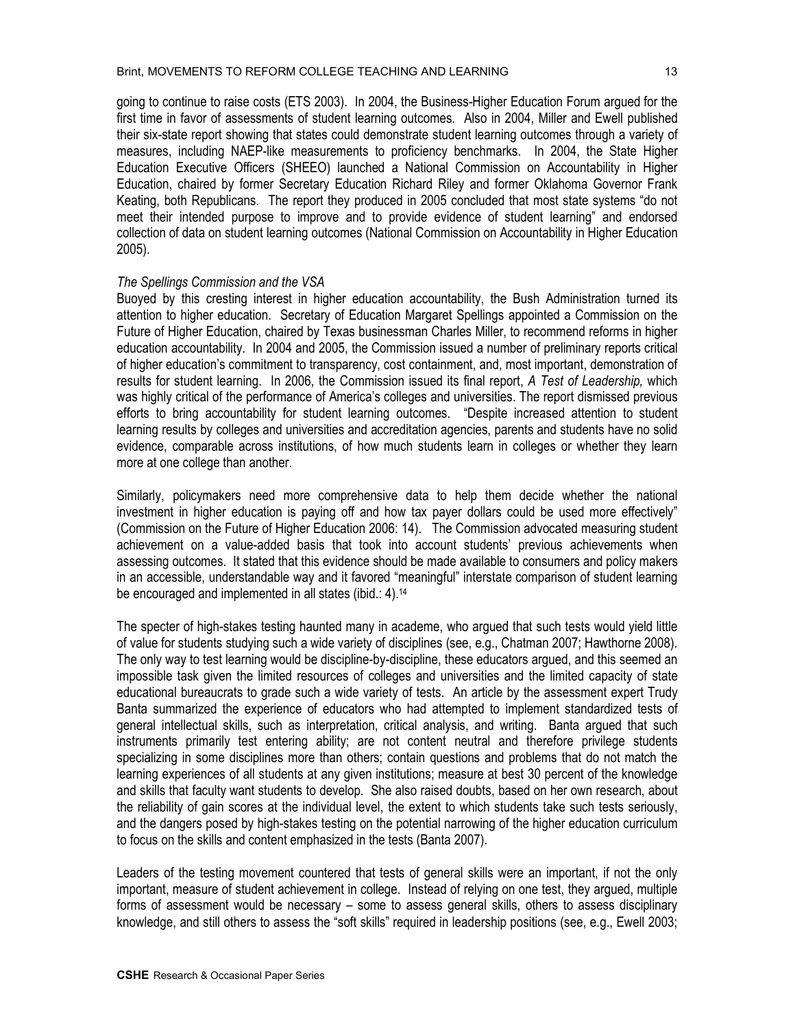going to continue to raise costs (ETS 2003). In 2004, the Business-Higher Education Forum argued for the first time in favor of assessments of student learning outcomes. Also in 2004, Miller and Ewell published their six-state report showing that states could demonstrate student learning outcomes through a variety of measures, including NAEP-like measurements to proficiency benchmarks. In 2004, the State Higher Education Executive Officers (SHEEO) launched a National Commission on Accountability in Higher Education, chaired by former Secretary Education Richard Riley and former Oklahoma Governor Frank Keating, both Republicans. The report they produced in 2005 concluded that most state systems "do not meet their intended purpose to improve and to provide evidence of student learning" and endorsed collection of data on student learning outcomes (National Commission on Accountability in Higher Education 2005).

*The Spellings Commission and the VSA*

Buoyed by this cresting interest in higher education accountability, the Bush Administration turned its attention to higher education. Secretary of Education Margaret Spellings appointed a Commission on the Future of Higher Education, chaired by Texas businessman Charles Miller, to recommend reforms in higher education accountability. In 2004 and 2005, the Commission issued a number of preliminary reports critical of higher education's commitment to transparency, cost containment, and, most important, demonstration of results for student learning. In 2006, the Commission issued its final report, *A Test of Leadership,* which was highly critical of the performance of America's colleges and universities. The report dismissed previous efforts to bring accountability for student learning outcomes. "Despite increased attention to student learning results by colleges and universities and accreditation agencies, parents and students have no solid evidence, comparable across institutions, of how much students learn in colleges or whether they learn more at one college than another.

Similarly, policymakers need more comprehensive data to help them decide whether the national investment in higher education is paying off and how tax payer dollars could be used more effectively" (Commission on the Future of Higher Education 2006: 14). The Commission advocated measuring student achievement on a value-added basis that took into account students' previous achievements when assessing outcomes. It stated that this evidence should be made available to consumers and policy makers in an accessible, understandable way and it favored "meaningful" interstate comparison of student learning be encouraged and implemented in all states (ibid.: 4).[14]

The specter of high-stakes testing haunted many in academe, who argued that such tests would yield little of value for students studying such a wide variety of disciplines (see, e.g., Chatman 2007; Hawthorne 2008). The only way to test learning would be discipline-by-discipline, these educators argued, and this seemed an impossible task given the limited resources of colleges and universities and the limited capacity of state educational bureaucrats to grade such a wide variety of tests. An article by the assessment expert Trudy Banta summarized the experience of educators who had attempted to implement standardized tests of general intellectual skills, such as interpretation, critical analysis, and writing. Banta argued that such instruments primarily test entering ability; are not content neutral and therefore privilege students specializing in some disciplines more than others; contain questions and problems that do not match the learning experiences of all students at any given institutions; measure at best 30 percent of the knowledge and skills that faculty want students to develop. She also raised doubts, based on her own research, about the reliability of gain scores at the individual level, the extent to which students take such tests seriously, and the dangers posed by high-stakes testing on the potential narrowing of the higher education curriculum to focus on the skills and content emphasized in the tests (Banta 2007).

Leaders of the testing movement countered that tests of general skills were an important, if not the only important, measure of student achievement in college. Instead of relying on one test, they argued, multiple forms of assessment would be necessary – some to assess general skills, others to assess disciplinary knowledge, and still others to assess the "soft skills" required in leadership positions (see, e.g., Ewell 2003;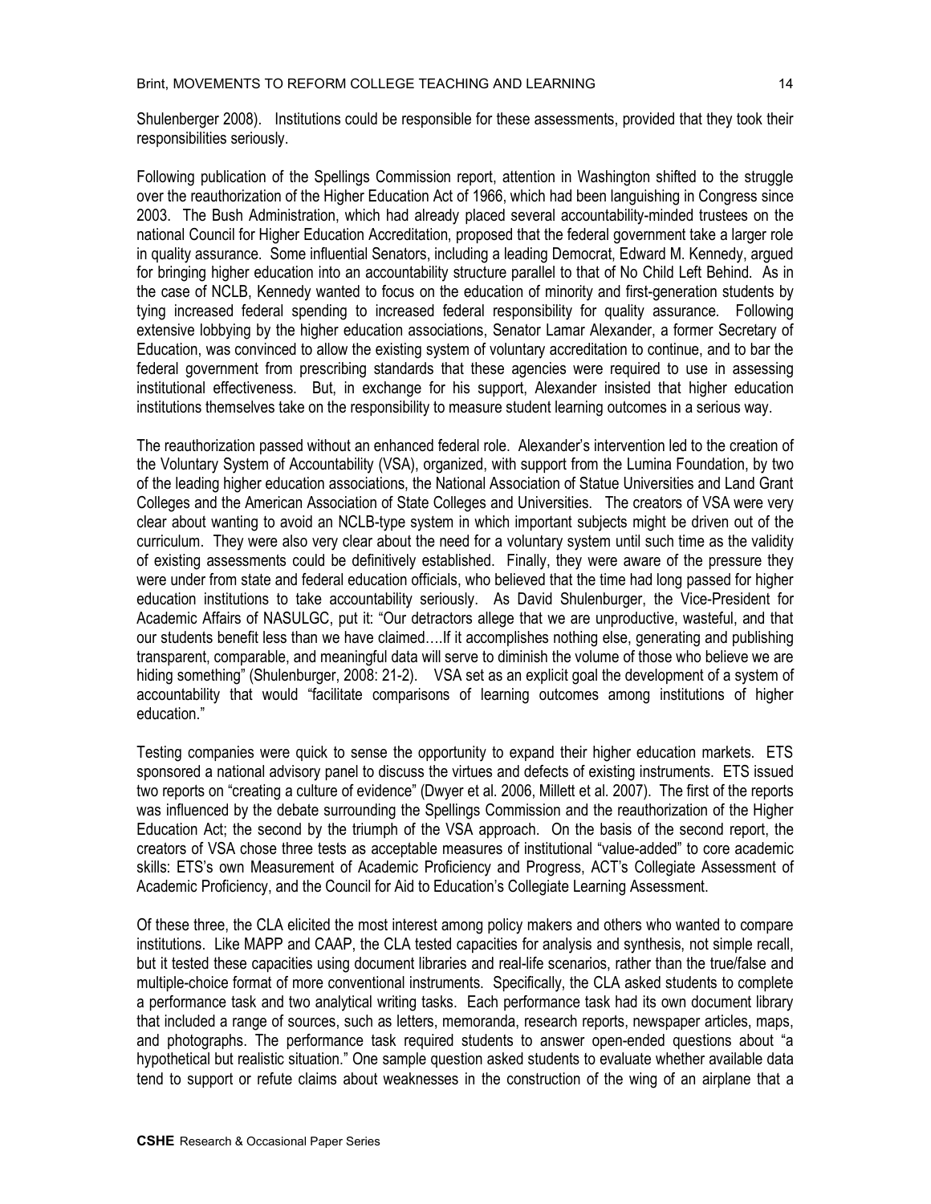Shulenberger 2008). Institutions could be responsible for these assessments, provided that they took their responsibilities seriously.

Following publication of the Spellings Commission report, attention in Washington shifted to the struggle over the reauthorization of the Higher Education Act of 1966, which had been languishing in Congress since 2003. The Bush Administration, which had already placed several accountability-minded trustees on the national Council for Higher Education Accreditation, proposed that the federal government take a larger role in quality assurance. Some influential Senators, including a leading Democrat, Edward M. Kennedy, argued for bringing higher education into an accountability structure parallel to that of No Child Left Behind. As in the case of NCLB, Kennedy wanted to focus on the education of minority and first-generation students by tying increased federal spending to increased federal responsibility for quality assurance. Following extensive lobbying by the higher education associations, Senator Lamar Alexander, a former Secretary of Education, was convinced to allow the existing system of voluntary accreditation to continue, and to bar the federal government from prescribing standards that these agencies were required to use in assessing institutional effectiveness. But, in exchange for his support, Alexander insisted that higher education institutions themselves take on the responsibility to measure student learning outcomes in a serious way.

The reauthorization passed without an enhanced federal role. Alexander's intervention led to the creation of the Voluntary System of Accountability (VSA), organized, with support from the Lumina Foundation, by two of the leading higher education associations, the National Association of Statue Universities and Land Grant Colleges and the American Association of State Colleges and Universities. The creators of VSA were very clear about wanting to avoid an NCLB-type system in which important subjects might be driven out of the curriculum. They were also very clear about the need for a voluntary system until such time as the validity of existing assessments could be definitively established. Finally, they were aware of the pressure they were under from state and federal education officials, who believed that the time had long passed for higher education institutions to take accountability seriously. As David Shulenburger, the Vice-President for Academic Affairs of NASULGC, put it: "Our detractors allege that we are unproductive, wasteful, and that our students benefit less than we have claimed….If it accomplishes nothing else, generating and publishing transparent, comparable, and meaningful data will serve to diminish the volume of those who believe we are hiding something" (Shulenburger, 2008: 21-2). VSA set as an explicit goal the development of a system of accountability that would "facilitate comparisons of learning outcomes among institutions of higher education."

Testing companies were quick to sense the opportunity to expand their higher education markets. ETS sponsored a national advisory panel to discuss the virtues and defects of existing instruments. ETS issued two reports on "creating a culture of evidence" (Dwyer et al. 2006, Millett et al. 2007). The first of the reports was influenced by the debate surrounding the Spellings Commission and the reauthorization of the Higher Education Act; the second by the triumph of the VSA approach. On the basis of the second report, the creators of VSA chose three tests as acceptable measures of institutional "value-added" to core academic skills: ETS's own Measurement of Academic Proficiency and Progress, ACT's Collegiate Assessment of Academic Proficiency, and the Council for Aid to Education's Collegiate Learning Assessment.

Of these three, the CLA elicited the most interest among policy makers and others who wanted to compare institutions. Like MAPP and CAAP, the CLA tested capacities for analysis and synthesis, not simple recall, but it tested these capacities using document libraries and real-life scenarios, rather than the true/false and multiple-choice format of more conventional instruments. Specifically, the CLA asked students to complete a performance task and two analytical writing tasks. Each performance task had its own document library that included a range of sources, such as letters, memoranda, research reports, newspaper articles, maps, and photographs. The performance task required students to answer open-ended questions about "a hypothetical but realistic situation." One sample question asked students to evaluate whether available data tend to support or refute claims about weaknesses in the construction of the wing of an airplane that a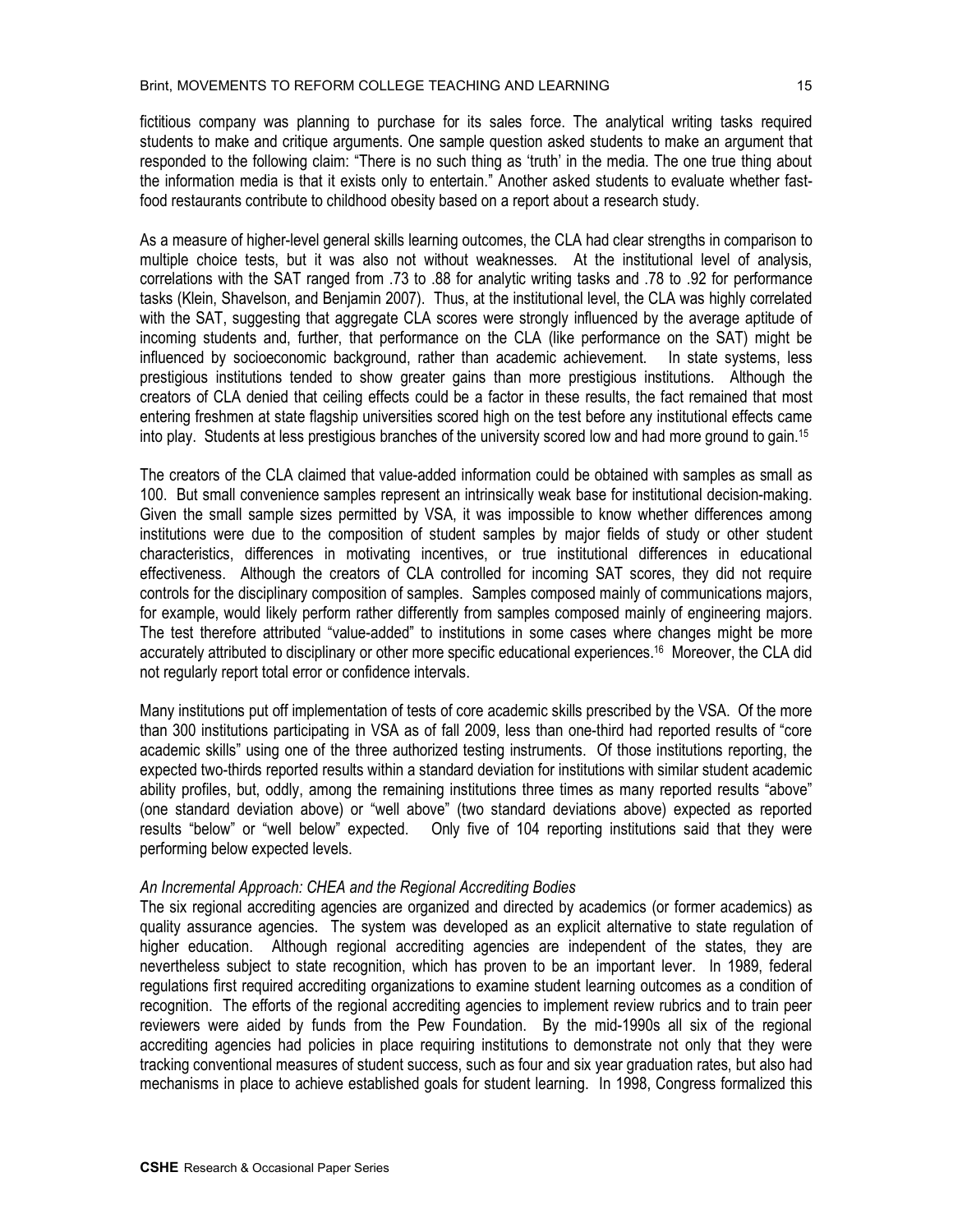fictitious company was planning to purchase for its sales force. The analytical writing tasks required students to make and critique arguments. One sample question asked students to make an argument that responded to the following claim: "There is no such thing as 'truth' in the media. The one true thing about the information media is that it exists only to entertain." Another asked students to evaluate whether fast-food restaurants contribute to childhood obesity based on a report about a research study.

As a measure of higher-level general skills learning outcomes, the CLA had clear strengths in comparison to multiple choice tests, but it was also not without weaknesses. At the institutional level of analysis, correlations with the SAT ranged from .73 to .88 for analytic writing tasks and .78 to .92 for performance tasks (Klein, Shavelson, and Benjamin 2007). Thus, at the institutional level, the CLA was highly correlated with the SAT, suggesting that aggregate CLA scores were strongly influenced by the average aptitude of incoming students and, further, that performance on the CLA (like performance on the SAT) might be influenced by socioeconomic background, rather than academic achievement. In state systems, less prestigious institutions tended to show greater gains than more prestigious institutions. Although the creators of CLA denied that ceiling effects could be a factor in these results, the fact remained that most entering freshmen at state flagship universities scored high on the test before any institutional effects came into play. Students at less prestigious branches of the university scored low and had more ground to gain.[15]

The creators of the CLA claimed that value-added information could be obtained with samples as small as 100. But small convenience samples represent an intrinsically weak base for institutional decision-making. Given the small sample sizes permitted by VSA, it was impossible to know whether differences among institutions were due to the composition of student samples by major fields of study or other student characteristics, differences in motivating incentives, or true institutional differences in educational effectiveness. Although the creators of CLA controlled for incoming SAT scores, they did not require controls for the disciplinary composition of samples. Samples composed mainly of communications majors, for example, would likely perform rather differently from samples composed mainly of engineering majors. The test therefore attributed "value-added" to institutions in some cases where changes might be more accurately attributed to disciplinary or other more specific educational experiences.[16] Moreover, the CLA did not regularly report total error or confidence intervals.

Many institutions put off implementation of tests of core academic skills prescribed by the VSA. Of the more than 300 institutions participating in VSA as of fall 2009, less than one-third had reported results of "core academic skills" using one of the three authorized testing instruments. Of those institutions reporting, the expected two-thirds reported results within a standard deviation for institutions with similar student academic ability profiles, but, oddly, among the remaining institutions three times as many reported results "above" (one standard deviation above) or "well above" (two standard deviations above) expected as reported results "below" or "well below" expected. Only five of 104 reporting institutions said that they were performing below expected levels.

*An Incremental Approach: CHEA and the Regional Accrediting Bodies*

The six regional accrediting agencies are organized and directed by academics (or former academics) as quality assurance agencies. The system was developed as an explicit alternative to state regulation of higher education. Although regional accrediting agencies are independent of the states, they are nevertheless subject to state recognition, which has proven to be an important lever. In 1989, federal regulations first required accrediting organizations to examine student learning outcomes as a condition of recognition. The efforts of the regional accrediting agencies to implement review rubrics and to train peer reviewers were aided by funds from the Pew Foundation. By the mid-1990s all six of the regional accrediting agencies had policies in place requiring institutions to demonstrate not only that they were tracking conventional measures of student success, such as four and six year graduation rates, but also had mechanisms in place to achieve established goals for student learning. In 1998, Congress formalized this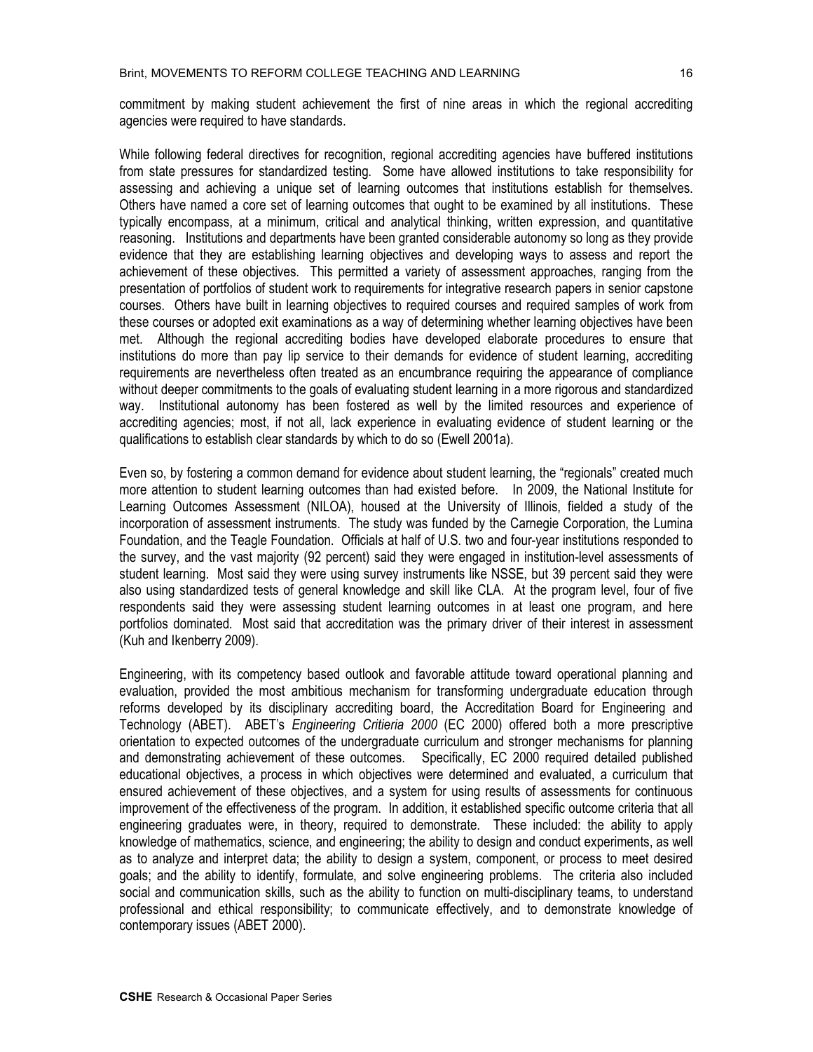commitment by making student achievement the first of nine areas in which the regional accrediting agencies were required to have standards.

While following federal directives for recognition, regional accrediting agencies have buffered institutions from state pressures for standardized testing. Some have allowed institutions to take responsibility for assessing and achieving a unique set of learning outcomes that institutions establish for themselves. Others have named a core set of learning outcomes that ought to be examined by all institutions. These typically encompass, at a minimum, critical and analytical thinking, written expression, and quantitative reasoning. Institutions and departments have been granted considerable autonomy so long as they provide evidence that they are establishing learning objectives and developing ways to assess and report the achievement of these objectives. This permitted a variety of assessment approaches, ranging from the presentation of portfolios of student work to requirements for integrative research papers in senior capstone courses. Others have built in learning objectives to required courses and required samples of work from these courses or adopted exit examinations as a way of determining whether learning objectives have been met. Although the regional accrediting bodies have developed elaborate procedures to ensure that institutions do more than pay lip service to their demands for evidence of student learning, accrediting requirements are nevertheless often treated as an encumbrance requiring the appearance of compliance without deeper commitments to the goals of evaluating student learning in a more rigorous and standardized way. Institutional autonomy has been fostered as well by the limited resources and experience of accrediting agencies; most, if not all, lack experience in evaluating evidence of student learning or the qualifications to establish clear standards by which to do so (Ewell 2001a).

Even so, by fostering a common demand for evidence about student learning, the "regionals" created much more attention to student learning outcomes than had existed before. In 2009, the National Institute for Learning Outcomes Assessment (NILOA), housed at the University of Illinois, fielded a study of the incorporation of assessment instruments. The study was funded by the Carnegie Corporation, the Lumina Foundation, and the Teagle Foundation. Officials at half of U.S. two and four-year institutions responded to the survey, and the vast majority (92 percent) said they were engaged in institution-level assessments of student learning. Most said they were using survey instruments like NSSE, but 39 percent said they were also using standardized tests of general knowledge and skill like CLA. At the program level, four of five respondents said they were assessing student learning outcomes in at least one program, and here portfolios dominated. Most said that accreditation was the primary driver of their interest in assessment (Kuh and Ikenberry 2009).

Engineering, with its competency based outlook and favorable attitude toward operational planning and evaluation, provided the most ambitious mechanism for transforming undergraduate education through reforms developed by its disciplinary accrediting board, the Accreditation Board for Engineering and Technology (ABET). ABET's *Engineering Critieria 2000* (EC 2000) offered both a more prescriptive orientation to expected outcomes of the undergraduate curriculum and stronger mechanisms for planning and demonstrating achievement of these outcomes. Specifically, EC 2000 required detailed published educational objectives, a process in which objectives were determined and evaluated, a curriculum that ensured achievement of these objectives, and a system for using results of assessments for continuous improvement of the effectiveness of the program. In addition, it established specific outcome criteria that all engineering graduates were, in theory, required to demonstrate. These included: the ability to apply knowledge of mathematics, science, and engineering; the ability to design and conduct experiments, as well as to analyze and interpret data; the ability to design a system, component, or process to meet desired goals; and the ability to identify, formulate, and solve engineering problems. The criteria also included social and communication skills, such as the ability to function on multi-disciplinary teams, to understand professional and ethical responsibility; to communicate effectively, and to demonstrate knowledge of contemporary issues (ABET 2000).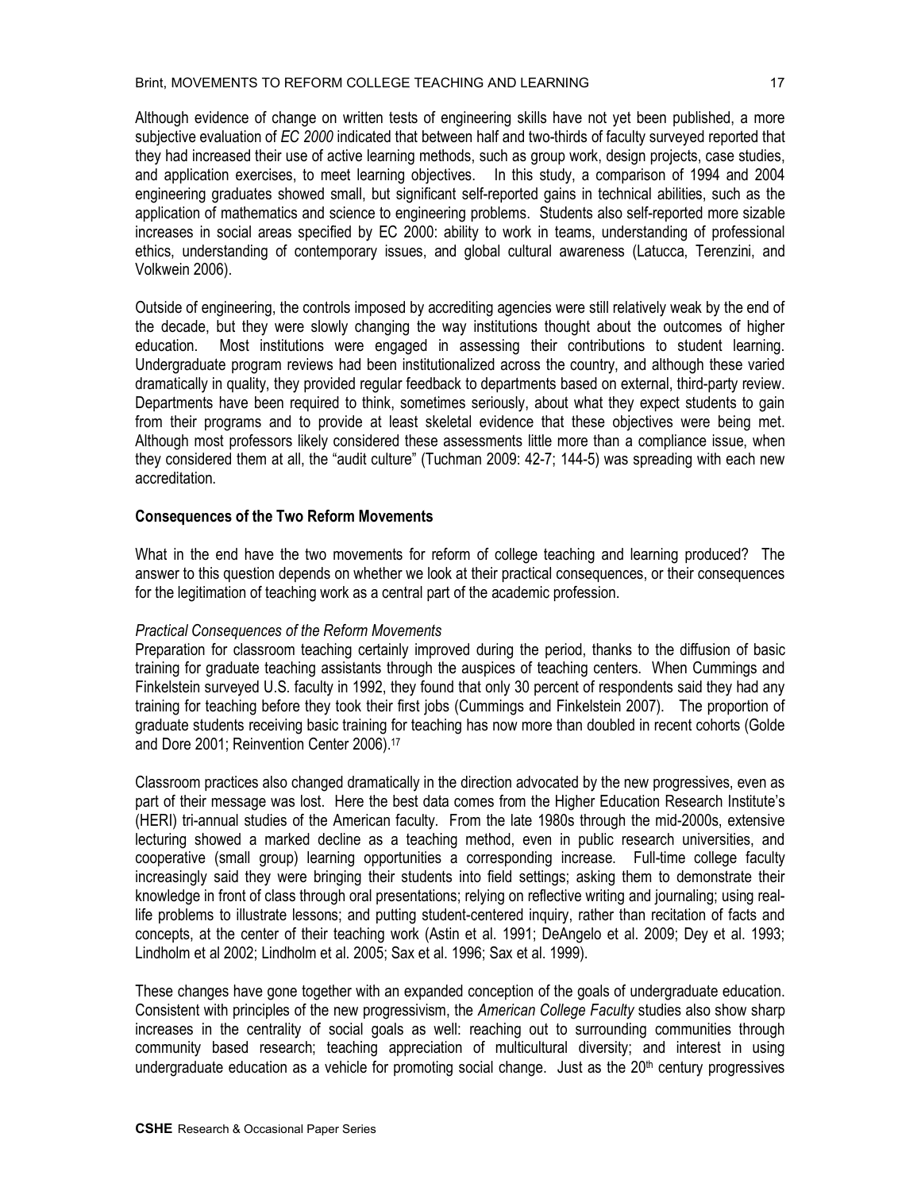Although evidence of change on written tests of engineering skills have not yet been published, a more subjective evaluation of *EC 2000* indicated that between half and two-thirds of faculty surveyed reported that they had increased their use of active learning methods, such as group work, design projects, case studies, and application exercises, to meet learning objectives. In this study, a comparison of 1994 and 2004 engineering graduates showed small, but significant self-reported gains in technical abilities, such as the application of mathematics and science to engineering problems. Students also self-reported more sizable increases in social areas specified by EC 2000: ability to work in teams, understanding of professional ethics, understanding of contemporary issues, and global cultural awareness (Latucca, Terenzini, and Volkwein 2006).

Outside of engineering, the controls imposed by accrediting agencies were still relatively weak by the end of the decade, but they were slowly changing the way institutions thought about the outcomes of higher education. Most institutions were engaged in assessing their contributions to student learning. Undergraduate program reviews had been institutionalized across the country, and although these varied dramatically in quality, they provided regular feedback to departments based on external, third-party review. Departments have been required to think, sometimes seriously, about what they expect students to gain from their programs and to provide at least skeletal evidence that these objectives were being met. Although most professors likely considered these assessments little more than a compliance issue, when they considered them at all, the "audit culture" (Tuchman 2009: 42-7; 144-5) was spreading with each new accreditation.

### Consequences of the Two Reform Movements

What in the end have the two movements for reform of college teaching and learning produced? The answer to this question depends on whether we look at their practical consequences, or their consequences for the legitimation of teaching work as a central part of the academic profession.

#### *Practical Consequences of the Reform Movements*

Preparation for classroom teaching certainly improved during the period, thanks to the diffusion of basic training for graduate teaching assistants through the auspices of teaching centers. When Cummings and Finkelstein surveyed U.S. faculty in 1992, they found that only 30 percent of respondents said they had any training for teaching before they took their first jobs (Cummings and Finkelstein 2007). The proportion of graduate students receiving basic training for teaching has now more than doubled in recent cohorts (Golde and Dore 2001; Reinvention Center 2006).[17]

Classroom practices also changed dramatically in the direction advocated by the new progressives, even as part of their message was lost. Here the best data comes from the Higher Education Research Institute's (HERI) tri-annual studies of the American faculty. From the late 1980s through the mid-2000s, extensive lecturing showed a marked decline as a teaching method, even in public research universities, and cooperative (small group) learning opportunities a corresponding increase. Full-time college faculty increasingly said they were bringing their students into field settings; asking them to demonstrate their knowledge in front of class through oral presentations; relying on reflective writing and journaling; using real-life problems to illustrate lessons; and putting student-centered inquiry, rather than recitation of facts and concepts, at the center of their teaching work (Astin et al. 1991; DeAngelo et al. 2009; Dey et al. 1993; Lindholm et al 2002; Lindholm et al. 2005; Sax et al. 1996; Sax et al. 1999).

These changes have gone together with an expanded conception of the goals of undergraduate education. Consistent with principles of the new progressivism, the *American College Faculty* studies also show sharp increases in the centrality of social goals as well: reaching out to surrounding communities through community based research; teaching appreciation of multicultural diversity; and interest in using undergraduate education as a vehicle for promoting social change. Just as the 20th century progressives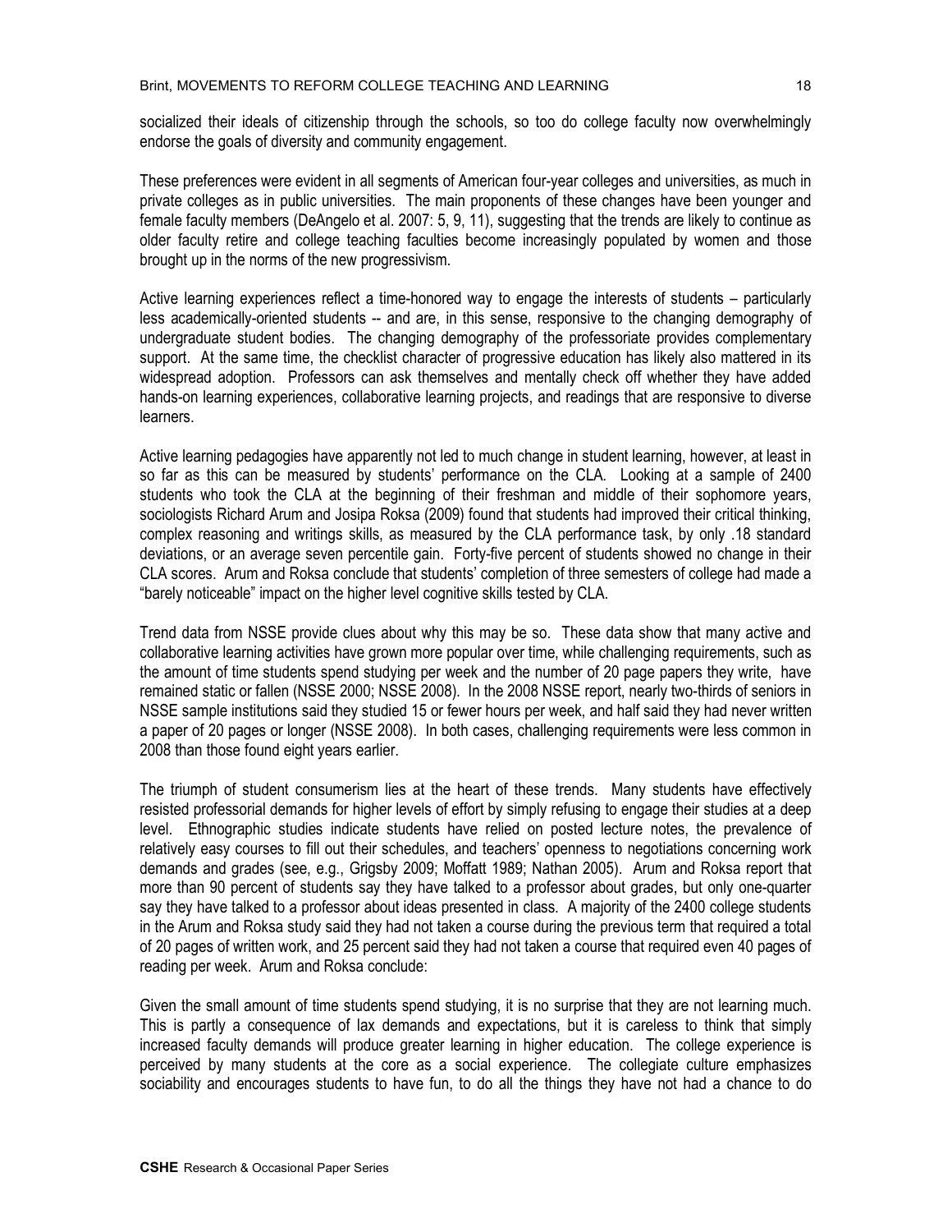socialized their ideals of citizenship through the schools, so too do college faculty now overwhelmingly endorse the goals of diversity and community engagement.

These preferences were evident in all segments of American four-year colleges and universities, as much in private colleges as in public universities. The main proponents of these changes have been younger and female faculty members (DeAngelo et al. 2007: 5, 9, 11), suggesting that the trends are likely to continue as older faculty retire and college teaching faculties become increasingly populated by women and those brought up in the norms of the new progressivism.

Active learning experiences reflect a time-honored way to engage the interests of students – particularly less academically-oriented students -- and are, in this sense, responsive to the changing demography of undergraduate student bodies. The changing demography of the professoriate provides complementary support. At the same time, the checklist character of progressive education has likely also mattered in its widespread adoption. Professors can ask themselves and mentally check off whether they have added hands-on learning experiences, collaborative learning projects, and readings that are responsive to diverse learners.

Active learning pedagogies have apparently not led to much change in student learning, however, at least in so far as this can be measured by students' performance on the CLA. Looking at a sample of 2400 students who took the CLA at the beginning of their freshman and middle of their sophomore years, sociologists Richard Arum and Josipa Roksa (2009) found that students had improved their critical thinking, complex reasoning and writings skills, as measured by the CLA performance task, by only .18 standard deviations, or an average seven percentile gain. Forty-five percent of students showed no change in their CLA scores. Arum and Roksa conclude that students' completion of three semesters of college had made a "barely noticeable" impact on the higher level cognitive skills tested by CLA.

Trend data from NSSE provide clues about why this may be so. These data show that many active and collaborative learning activities have grown more popular over time, while challenging requirements, such as the amount of time students spend studying per week and the number of 20 page papers they write, have remained static or fallen (NSSE 2000; NSSE 2008). In the 2008 NSSE report, nearly two-thirds of seniors in NSSE sample institutions said they studied 15 or fewer hours per week, and half said they had never written a paper of 20 pages or longer (NSSE 2008). In both cases, challenging requirements were less common in 2008 than those found eight years earlier.

The triumph of student consumerism lies at the heart of these trends. Many students have effectively resisted professorial demands for higher levels of effort by simply refusing to engage their studies at a deep level. Ethnographic studies indicate students have relied on posted lecture notes, the prevalence of relatively easy courses to fill out their schedules, and teachers' openness to negotiations concerning work demands and grades (see, e.g., Grigsby 2009; Moffatt 1989; Nathan 2005). Arum and Roksa report that more than 90 percent of students say they have talked to a professor about grades, but only one-quarter say they have talked to a professor about ideas presented in class. A majority of the 2400 college students in the Arum and Roksa study said they had not taken a course during the previous term that required a total of 20 pages of written work, and 25 percent said they had not taken a course that required even 40 pages of reading per week. Arum and Roksa conclude:

Given the small amount of time students spend studying, it is no surprise that they are not learning much. This is partly a consequence of lax demands and expectations, but it is careless to think that simply increased faculty demands will produce greater learning in higher education. The college experience is perceived by many students at the core as a social experience. The collegiate culture emphasizes sociability and encourages students to have fun, to do all the things they have not had a chance to do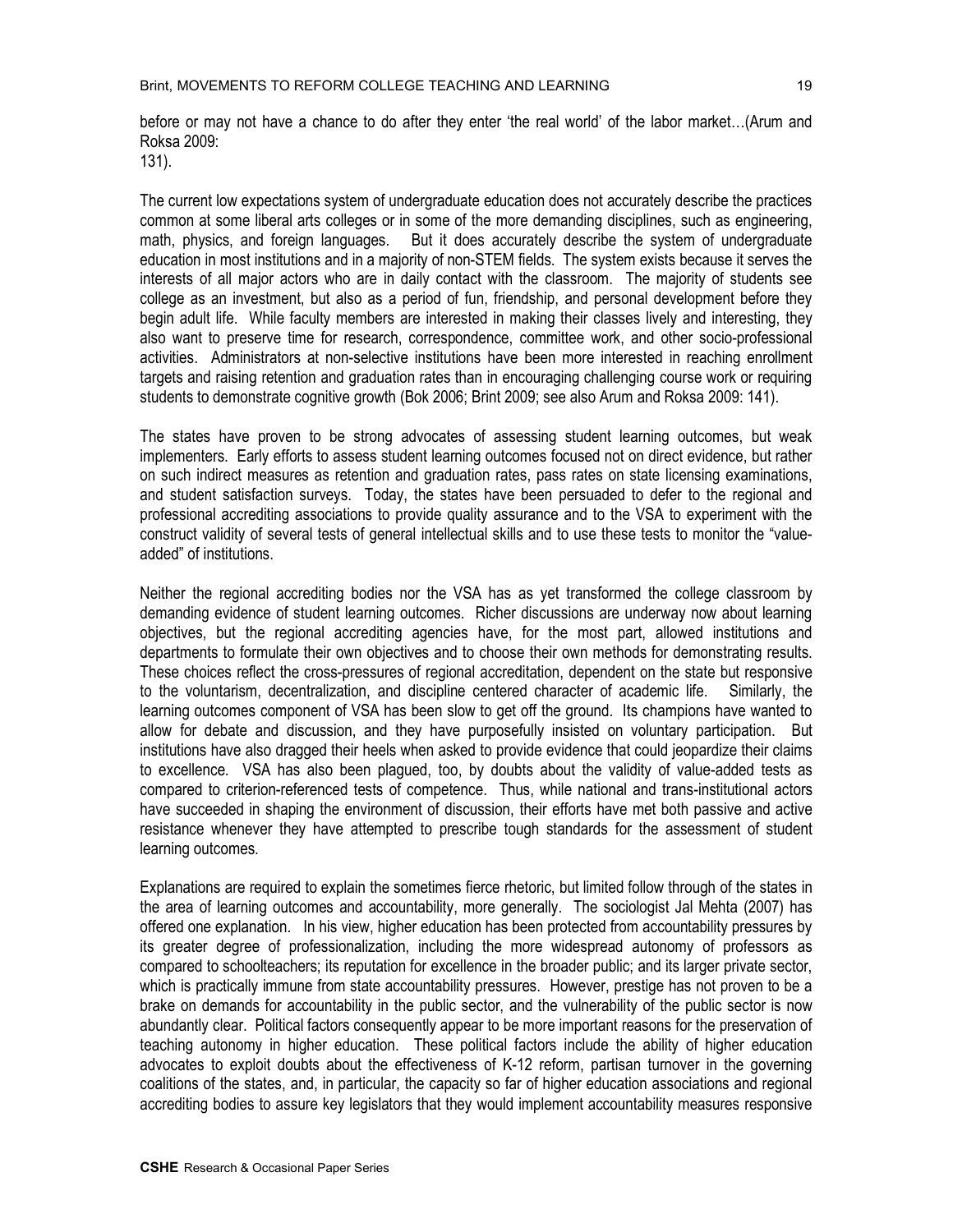before or may not have a chance to do after they enter 'the real world' of the labor market…(Arum and Roksa 2009: 131).

The current low expectations system of undergraduate education does not accurately describe the practices common at some liberal arts colleges or in some of the more demanding disciplines, such as engineering, math, physics, and foreign languages. But it does accurately describe the system of undergraduate education in most institutions and in a majority of non-STEM fields. The system exists because it serves the interests of all major actors who are in daily contact with the classroom. The majority of students see college as an investment, but also as a period of fun, friendship, and personal development before they begin adult life. While faculty members are interested in making their classes lively and interesting, they also want to preserve time for research, correspondence, committee work, and other socio-professional activities. Administrators at non-selective institutions have been more interested in reaching enrollment targets and raising retention and graduation rates than in encouraging challenging course work or requiring students to demonstrate cognitive growth (Bok 2006; Brint 2009; see also Arum and Roksa 2009: 141).

The states have proven to be strong advocates of assessing student learning outcomes, but weak implementers. Early efforts to assess student learning outcomes focused not on direct evidence, but rather on such indirect measures as retention and graduation rates, pass rates on state licensing examinations, and student satisfaction surveys. Today, the states have been persuaded to defer to the regional and professional accrediting associations to provide quality assurance and to the VSA to experiment with the construct validity of several tests of general intellectual skills and to use these tests to monitor the "value-added" of institutions.

Neither the regional accrediting bodies nor the VSA has as yet transformed the college classroom by demanding evidence of student learning outcomes. Richer discussions are underway now about learning objectives, but the regional accrediting agencies have, for the most part, allowed institutions and departments to formulate their own objectives and to choose their own methods for demonstrating results. These choices reflect the cross-pressures of regional accreditation, dependent on the state but responsive to the voluntarism, decentralization, and discipline centered character of academic life. Similarly, the learning outcomes component of VSA has been slow to get off the ground. Its champions have wanted to allow for debate and discussion, and they have purposefully insisted on voluntary participation. But institutions have also dragged their heels when asked to provide evidence that could jeopardize their claims to excellence. VSA has also been plagued, too, by doubts about the validity of value-added tests as compared to criterion-referenced tests of competence. Thus, while national and trans-institutional actors have succeeded in shaping the environment of discussion, their efforts have met both passive and active resistance whenever they have attempted to prescribe tough standards for the assessment of student learning outcomes.

Explanations are required to explain the sometimes fierce rhetoric, but limited follow through of the states in the area of learning outcomes and accountability, more generally. The sociologist Jal Mehta (2007) has offered one explanation. In his view, higher education has been protected from accountability pressures by its greater degree of professionalization, including the more widespread autonomy of professors as compared to schoolteachers; its reputation for excellence in the broader public; and its larger private sector, which is practically immune from state accountability pressures. However, prestige has not proven to be a brake on demands for accountability in the public sector, and the vulnerability of the public sector is now abundantly clear. Political factors consequently appear to be more important reasons for the preservation of teaching autonomy in higher education. These political factors include the ability of higher education advocates to exploit doubts about the effectiveness of K-12 reform, partisan turnover in the governing coalitions of the states, and, in particular, the capacity so far of higher education associations and regional accrediting bodies to assure key legislators that they would implement accountability measures responsive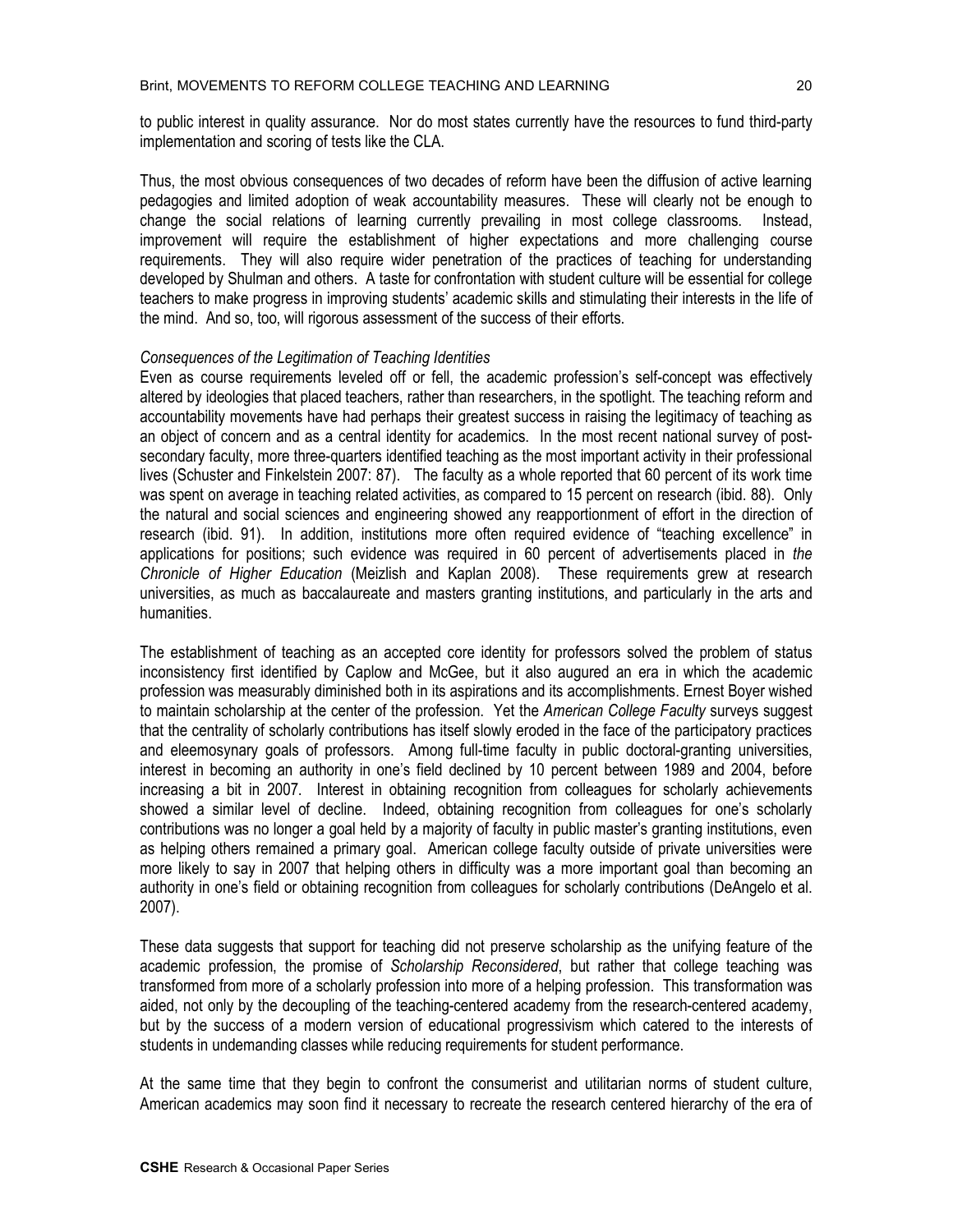to public interest in quality assurance. Nor do most states currently have the resources to fund third-party implementation and scoring of tests like the CLA.

Thus, the most obvious consequences of two decades of reform have been the diffusion of active learning pedagogies and limited adoption of weak accountability measures. These will clearly not be enough to change the social relations of learning currently prevailing in most college classrooms. Instead, improvement will require the establishment of higher expectations and more challenging course requirements. They will also require wider penetration of the practices of teaching for understanding developed by Shulman and others. A taste for confrontation with student culture will be essential for college teachers to make progress in improving students' academic skills and stimulating their interests in the life of the mind. And so, too, will rigorous assessment of the success of their efforts.

*Consequences of the Legitimation of Teaching Identities*

Even as course requirements leveled off or fell, the academic profession's self-concept was effectively altered by ideologies that placed teachers, rather than researchers, in the spotlight. The teaching reform and accountability movements have had perhaps their greatest success in raising the legitimacy of teaching as an object of concern and as a central identity for academics. In the most recent national survey of post-secondary faculty, more three-quarters identified teaching as the most important activity in their professional lives (Schuster and Finkelstein 2007: 87). The faculty as a whole reported that 60 percent of its work time was spent on average in teaching related activities, as compared to 15 percent on research (ibid. 88). Only the natural and social sciences and engineering showed any reapportionment of effort in the direction of research (ibid. 91). In addition, institutions more often required evidence of "teaching excellence" in applications for positions; such evidence was required in 60 percent of advertisements placed in *the Chronicle of Higher Education* (Meizlish and Kaplan 2008). These requirements grew at research universities, as much as baccalaureate and masters granting institutions, and particularly in the arts and humanities.

The establishment of teaching as an accepted core identity for professors solved the problem of status inconsistency first identified by Caplow and McGee, but it also augured an era in which the academic profession was measurably diminished both in its aspirations and its accomplishments. Ernest Boyer wished to maintain scholarship at the center of the profession. Yet the *American College Faculty* surveys suggest that the centrality of scholarly contributions has itself slowly eroded in the face of the participatory practices and eleemosynary goals of professors. Among full-time faculty in public doctoral-granting universities, interest in becoming an authority in one's field declined by 10 percent between 1989 and 2004, before increasing a bit in 2007. Interest in obtaining recognition from colleagues for scholarly achievements showed a similar level of decline. Indeed, obtaining recognition from colleagues for one's scholarly contributions was no longer a goal held by a majority of faculty in public master's granting institutions, even as helping others remained a primary goal. American college faculty outside of private universities were more likely to say in 2007 that helping others in difficulty was a more important goal than becoming an authority in one's field or obtaining recognition from colleagues for scholarly contributions (DeAngelo et al. 2007).

These data suggests that support for teaching did not preserve scholarship as the unifying feature of the academic profession, the promise of *Scholarship Reconsidered*, but rather that college teaching was transformed from more of a scholarly profession into more of a helping profession. This transformation was aided, not only by the decoupling of the teaching-centered academy from the research-centered academy, but by the success of a modern version of educational progressivism which catered to the interests of students in undemanding classes while reducing requirements for student performance.

At the same time that they begin to confront the consumerist and utilitarian norms of student culture, American academics may soon find it necessary to recreate the research centered hierarchy of the era of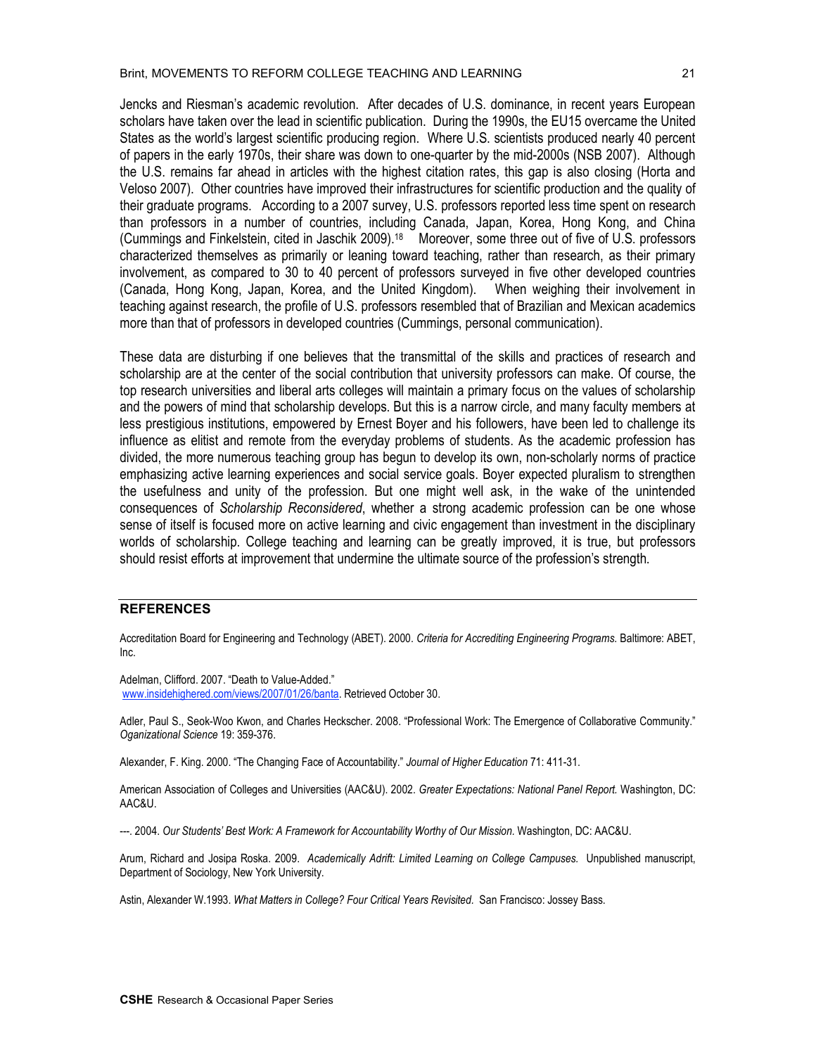Jencks and Riesman's academic revolution. After decades of U.S. dominance, in recent years European scholars have taken over the lead in scientific publication. During the 1990s, the EU15 overcame the United States as the world's largest scientific producing region. Where U.S. scientists produced nearly 40 percent of papers in the early 1970s, their share was down to one-quarter by the mid-2000s (NSB 2007). Although the U.S. remains far ahead in articles with the highest citation rates, this gap is also closing (Horta and Veloso 2007). Other countries have improved their infrastructures for scientific production and the quality of their graduate programs. According to a 2007 survey, U.S. professors reported less time spent on research than professors in a number of countries, including Canada, Japan, Korea, Hong Kong, and China (Cummings and Finkelstein, cited in Jaschik 2009).[18] Moreover, some three out of five of U.S. professors characterized themselves as primarily or leaning toward teaching, rather than research, as their primary involvement, as compared to 30 to 40 percent of professors surveyed in five other developed countries (Canada, Hong Kong, Japan, Korea, and the United Kingdom). When weighing their involvement in teaching against research, the profile of U.S. professors resembled that of Brazilian and Mexican academics more than that of professors in developed countries (Cummings, personal communication).

These data are disturbing if one believes that the transmittal of the skills and practices of research and scholarship are at the center of the social contribution that university professors can make. Of course, the top research universities and liberal arts colleges will maintain a primary focus on the values of scholarship and the powers of mind that scholarship develops. But this is a narrow circle, and many faculty members at less prestigious institutions, empowered by Ernest Boyer and his followers, have been led to challenge its influence as elitist and remote from the everyday problems of students. As the academic profession has divided, the more numerous teaching group has begun to develop its own, non-scholarly norms of practice emphasizing active learning experiences and social service goals. Boyer expected pluralism to strengthen the usefulness and unity of the profession. But one might well ask, in the wake of the unintended consequences of *Scholarship Reconsidered*, whether a strong academic profession can be one whose sense of itself is focused more on active learning and civic engagement than investment in the disciplinary worlds of scholarship. College teaching and learning can be greatly improved, it is true, but professors should resist efforts at improvement that undermine the ultimate source of the profession's strength.

## REFERENCES

Accreditation Board for Engineering and Technology (ABET). 2000. *Criteria for Accrediting Engineering Programs*. Baltimore: ABET, Inc.

Adelman, Clifford. 2007. "Death to Value-Added." www.insidehighered.com/views/2007/01/26/banta. Retrieved October 30.

Adler, Paul S., Seok-Woo Kwon, and Charles Heckscher. 2008. "Professional Work: The Emergence of Collaborative Community." *Oganizational Science* 19: 359-376.

Alexander, F. King. 2000. "The Changing Face of Accountability." *Journal of Higher Education* 71: 411-31.

American Association of Colleges and Universities (AAC&U). 2002. *Greater Expectations: National Panel Report.* Washington, DC: AAC&U.

---. 2004. *Our Students' Best Work: A Framework for Accountability Worthy of Our Mission.* Washington, DC: AAC&U.

Arum, Richard and Josipa Roska. 2009. *Academically Adrift: Limited Learning on College Campuses.* Unpublished manuscript, Department of Sociology, New York University.

Astin, Alexander W.1993. *What Matters in College? Four Critical Years Revisited*. San Francisco: Jossey Bass.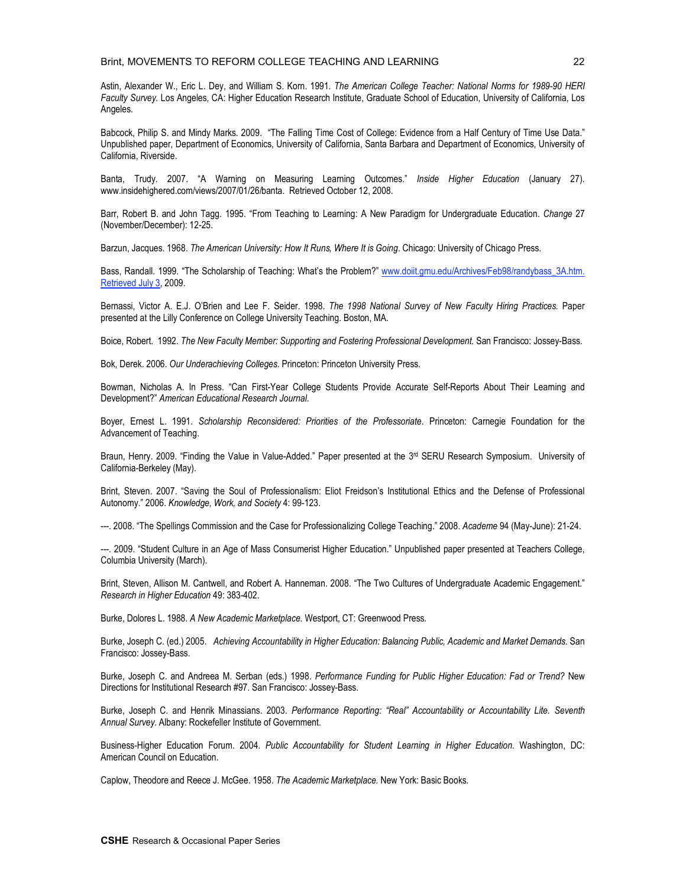Astin, Alexander W., Eric L. Dey, and William S. Korn. 1991. *The American College Teacher: National Norms for 1989-90 HERI Faculty Survey*. Los Angeles, CA: Higher Education Research Institute, Graduate School of Education, University of California, Los Angeles.

Babcock, Philip S. and Mindy Marks. 2009. "The Falling Time Cost of College: Evidence from a Half Century of Time Use Data." Unpublished paper, Department of Economics, University of California, Santa Barbara and Department of Economics, University of California, Riverside.

Banta, Trudy. 2007. "A Warning on Measuring Learning Outcomes." *Inside Higher Education* (January 27). www.insidehighered.com/views/2007/01/26/banta. Retrieved October 12, 2008.

Barr, Robert B. and John Tagg. 1995. "From Teaching to Learning: A New Paradigm for Undergraduate Education. *Change* 27 (November/December): 12-25.

Barzun, Jacques. 1968. *The American University: How It Runs, Where It is Going*. Chicago: University of Chicago Press.

Bass, Randall. 1999. "The Scholarship of Teaching: What's the Problem?" www.doiit.gmu.edu/Archives/Feb98/randybass_3A.htm. Retrieved July 3, 2009.

Bernassi, Victor A. E.J. O'Brien and Lee F. Seider. 1998. *The 1998 National Survey of New Faculty Hiring Practices.* Paper presented at the Lilly Conference on College University Teaching. Boston, MA.

Boice, Robert. 1992. *The New Faculty Member: Supporting and Fostering Professional Development.* San Francisco: Jossey-Bass.

Bok, Derek. 2006. *Our Underachieving Colleges*. Princeton: Princeton University Press.

Bowman, Nicholas A. In Press. "Can First-Year College Students Provide Accurate Self-Reports About Their Learning and Development?" *American Educational Research Journal*.

Boyer, Ernest L. 1991. *Scholarship Reconsidered: Priorities of the Professoriate*. Princeton: Carnegie Foundation for the Advancement of Teaching.

Braun, Henry. 2009. "Finding the Value in Value-Added." Paper presented at the 3rd SERU Research Symposium. University of California-Berkeley (May).

Brint, Steven. 2007. "Saving the Soul of Professionalism: Eliot Freidson's Institutional Ethics and the Defense of Professional Autonomy." 2006. *Knowledge, Work, and Society* 4: 99-123.

---. 2008. "The Spellings Commission and the Case for Professionalizing College Teaching." 2008. *Academe* 94 (May-June): 21-24.

---. 2009. "Student Culture in an Age of Mass Consumerist Higher Education." Unpublished paper presented at Teachers College, Columbia University (March).

Brint, Steven, Allison M. Cantwell, and Robert A. Hanneman. 2008. "The Two Cultures of Undergraduate Academic Engagement." *Research in Higher Education* 49: 383-402.

Burke, Dolores L. 1988. *A New Academic Marketplace.* Westport, CT: Greenwood Press.

Burke, Joseph C. (ed.) 2005. *Achieving Accountability in Higher Education: Balancing Public, Academic and Market Demands.* San Francisco: Jossey-Bass.

Burke, Joseph C. and Andreea M. Serban (eds.) 1998. *Performance Funding for Public Higher Education: Fad or Trend?* New Directions for Institutional Research #97. San Francisco: Jossey-Bass.

Burke, Joseph C. and Henrik Minassians. 2003. *Performance Reporting: "Real" Accountability or Accountability Lite. Seventh Annual Survey.* Albany: Rockefeller Institute of Government.

Business-Higher Education Forum. 2004. *Public Accountability for Student Learning in Higher Education.* Washington, DC: American Council on Education.

Caplow, Theodore and Reece J. McGee. 1958. *The Academic Marketplace.* New York: Basic Books.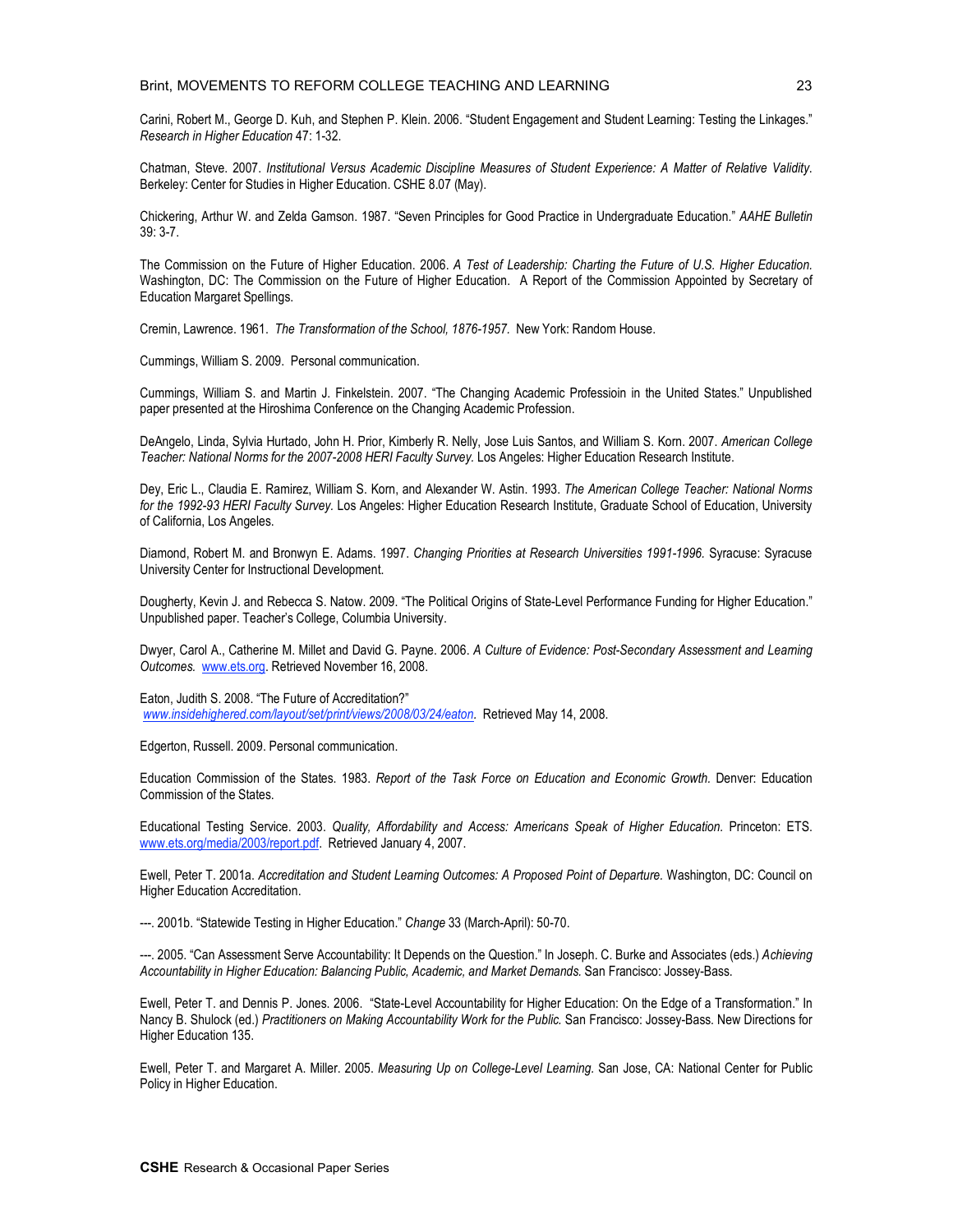Carini, Robert M., George D. Kuh, and Stephen P. Klein. 2006. “Student Engagement and Student Learning: Testing the Linkages.” *Research in Higher Education* 47: 1-32.

Chatman, Steve. 2007. *Institutional Versus Academic Discipline Measures of Student Experience: A Matter of Relative Validity.* Berkeley: Center for Studies in Higher Education. CSHE 8.07 (May).

Chickering, Arthur W. and Zelda Gamson. 1987. “Seven Principles for Good Practice in Undergraduate Education.” *AAHE Bulletin* 39: 3-7.

The Commission on the Future of Higher Education. 2006. *A Test of Leadership: Charting the Future of U.S. Higher Education.* Washington, DC: The Commission on the Future of Higher Education. A Report of the Commission Appointed by Secretary of Education Margaret Spellings.

Cremin, Lawrence. 1961. *The Transformation of the School, 1876-1957.* New York: Random House.

Cummings, William S. 2009. Personal communication.

Cummings, William S. and Martin J. Finkelstein. 2007. “The Changing Academic Professioin in the United States.” Unpublished paper presented at the Hiroshima Conference on the Changing Academic Profession.

DeAngelo, Linda, Sylvia Hurtado, John H. Prior, Kimberly R. Nelly, Jose Luis Santos, and William S. Korn. 2007. *American College Teacher: National Norms for the 2007-2008 HERI Faculty Survey.* Los Angeles: Higher Education Research Institute.

Dey, Eric L., Claudia E. Ramirez, William S. Korn, and Alexander W. Astin. 1993. *The American College Teacher: National Norms for the 1992-93 HERI Faculty Survey.* Los Angeles: Higher Education Research Institute, Graduate School of Education, University of California, Los Angeles.

Diamond, Robert M. and Bronwyn E. Adams. 1997. *Changing Priorities at Research Universities 1991-1996.* Syracuse: Syracuse University Center for Instructional Development.

Dougherty, Kevin J. and Rebecca S. Natow. 2009. “The Political Origins of State-Level Performance Funding for Higher Education.” Unpublished paper. Teacher's College, Columbia University.

Dwyer, Carol A., Catherine M. Millet and David G. Payne. 2006. *A Culture of Evidence: Post-Secondary Assessment and Learning Outcomes.* www.ets.org. Retrieved November 16, 2008.

Eaton, Judith S. 2008. “The Future of Accreditation?” *www.insidehighered.com/layout/set/print/views/2008/03/24/eaton.* Retrieved May 14, 2008.

Edgerton, Russell. 2009. Personal communication.

Education Commission of the States. 1983. *Report of the Task Force on Education and Economic Growth.* Denver: Education Commission of the States.

Educational Testing Service. 2003. *Quality, Affordability and Access: Americans Speak of Higher Education.* Princeton: ETS. www.ets.org/media/2003/report.pdf. Retrieved January 4, 2007.

Ewell, Peter T. 2001a. *Accreditation and Student Learning Outcomes: A Proposed Point of Departure.* Washington, DC: Council on Higher Education Accreditation.

---. 2001b. “Statewide Testing in Higher Education.” *Change* 33 (March-April): 50-70.

---. 2005. “Can Assessment Serve Accountability: It Depends on the Question.” In Joseph. C. Burke and Associates (eds.) *Achieving Accountability in Higher Education: Balancing Public, Academic, and Market Demands.* San Francisco: Jossey-Bass.

Ewell, Peter T. and Dennis P. Jones. 2006. “State-Level Accountability for Higher Education: On the Edge of a Transformation.” In Nancy B. Shulock (ed.) *Practitioners on Making Accountability Work for the Public.* San Francisco: Jossey-Bass. New Directions for Higher Education 135.

Ewell, Peter T. and Margaret A. Miller. 2005. *Measuring Up on College-Level Learning.* San Jose, CA: National Center for Public Policy in Higher Education.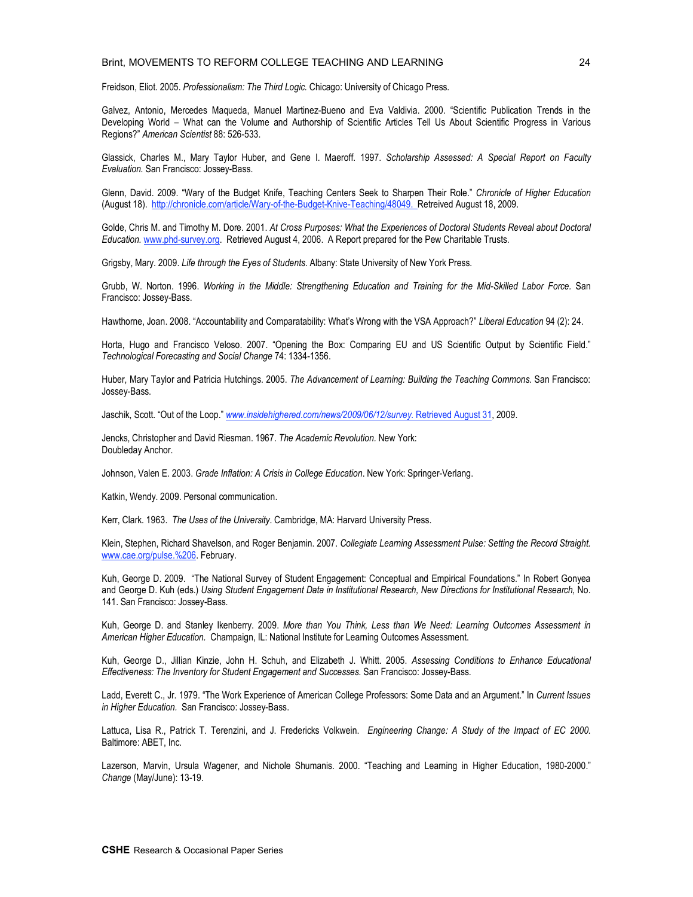Freidson, Eliot. 2005. *Professionalism: The Third Logic.* Chicago: University of Chicago Press.

Galvez, Antonio, Mercedes Maqueda, Manuel Martinez-Bueno and Eva Valdivia. 2000. "Scientific Publication Trends in the Developing World – What can the Volume and Authorship of Scientific Articles Tell Us About Scientific Progress in Various Regions?" *American Scientist* 88: 526-533.

Glassick, Charles M., Mary Taylor Huber, and Gene I. Maeroff. 1997. *Scholarship Assessed: A Special Report on Faculty Evaluation.* San Francisco: Jossey-Bass.

Glenn, David. 2009. "Wary of the Budget Knife, Teaching Centers Seek to Sharpen Their Role." *Chronicle of Higher Education* (August 18). http://chronicle.com/article/Wary-of-the-Budget-Knive-Teaching/48049. Retreived August 18, 2009.

Golde, Chris M. and Timothy M. Dore. 2001. *At Cross Purposes: What the Experiences of Doctoral Students Reveal about Doctoral Education.* www.phd-survey.org. Retrieved August 4, 2006. A Report prepared for the Pew Charitable Trusts.

Grigsby, Mary. 2009. *Life through the Eyes of Students*. Albany: State University of New York Press.

Grubb, W. Norton. 1996. *Working in the Middle: Strengthening Education and Training for the Mid-Skilled Labor Force.* San Francisco: Jossey-Bass.

Hawthorne, Joan. 2008. "Accountability and Comparatability: What's Wrong with the VSA Approach?" *Liberal Education* 94 (2): 24.

Horta, Hugo and Francisco Veloso. 2007. "Opening the Box: Comparing EU and US Scientific Output by Scientific Field." *Technological Forecasting and Social Change* 74: 1334-1356.

Huber, Mary Taylor and Patricia Hutchings. 2005. *The Advancement of Learning: Building the Teaching Commons.* San Francisco: Jossey-Bass.

Jaschik, Scott. "Out of the Loop." *www.insidehighered.com/news/2009/06/12/survey.* Retrieved August 31, 2009.

Jencks, Christopher and David Riesman. 1967. *The Academic Revolution.* New York: Doubleday Anchor.

Johnson, Valen E. 2003. *Grade Inflation: A Crisis in College Education*. New York: Springer-Verlang.

Katkin, Wendy. 2009. Personal communication.

Kerr, Clark. 1963. *The Uses of the University*. Cambridge, MA: Harvard University Press.

Klein, Stephen, Richard Shavelson, and Roger Benjamin. 2007. *Collegiate Learning Assessment Pulse: Setting the Record Straight.* www.cae.org/pulse.%206. February.

Kuh, George D. 2009. "The National Survey of Student Engagement: Conceptual and Empirical Foundations." In Robert Gonyea and George D. Kuh (eds.) *Using Student Engagement Data in Institutional Research, New Directions for Institutional Research,* No. 141. San Francisco: Jossey-Bass.

Kuh, George D. and Stanley Ikenberry. 2009. *More than You Think, Less than We Need: Learning Outcomes Assessment in American Higher Education.* Champaign, IL: National Institute for Learning Outcomes Assessment.

Kuh, George D., Jillian Kinzie, John H. Schuh, and Elizabeth J. Whitt. 2005. *Assessing Conditions to Enhance Educational Effectiveness: The Inventory for Student Engagement and Successes.* San Francisco: Jossey-Bass.

Ladd, Everett C., Jr. 1979. "The Work Experience of American College Professors: Some Data and an Argument." In *Current Issues in Higher Education.* San Francisco: Jossey-Bass.

Lattuca, Lisa R., Patrick T. Terenzini, and J. Fredericks Volkwein. *Engineering Change: A Study of the Impact of EC 2000.* Baltimore: ABET, Inc.

Lazerson, Marvin, Ursula Wagener, and Nichole Shumanis. 2000. "Teaching and Learning in Higher Education, 1980-2000." *Change* (May/June): 13-19.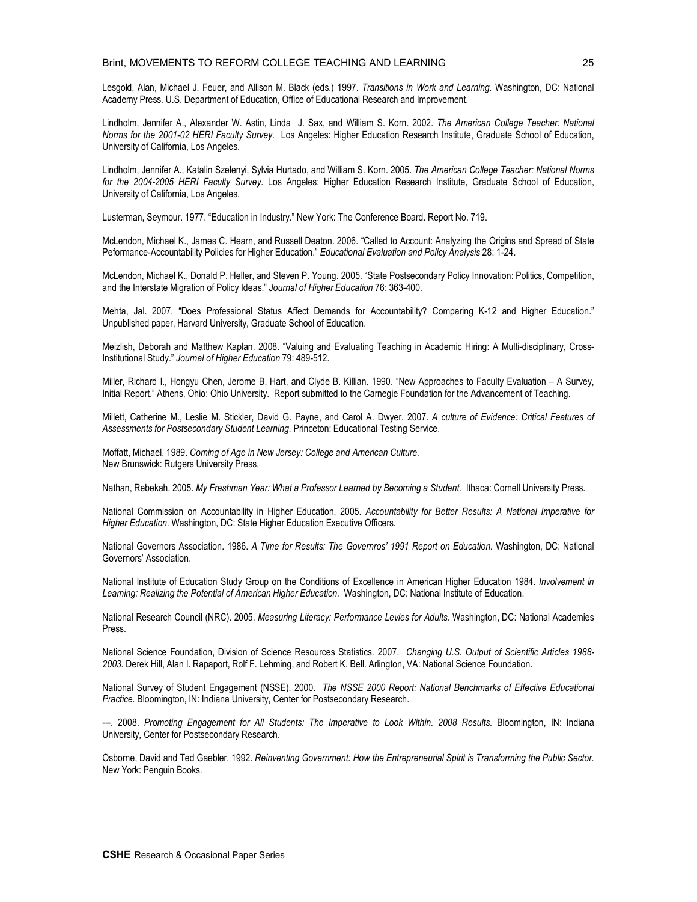Lesgold, Alan, Michael J. Feuer, and Allison M. Black (eds.) 1997. *Transitions in Work and Learning.* Washington, DC: National Academy Press. U.S. Department of Education, Office of Educational Research and Improvement.

Lindholm, Jennifer A., Alexander W. Astin, Linda J. Sax, and William S. Korn. 2002. *The American College Teacher: National Norms for the 2001-02 HERI Faculty Survey*. Los Angeles: Higher Education Research Institute, Graduate School of Education, University of California, Los Angeles.

Lindholm, Jennifer A., Katalin Szelenyi, Sylvia Hurtado, and William S. Korn. 2005. *The American College Teacher: National Norms for the 2004-2005 HERI Faculty Survey*. Los Angeles: Higher Education Research Institute, Graduate School of Education, University of California, Los Angeles.

Lusterman, Seymour. 1977. "Education in Industry." New York: The Conference Board. Report No. 719.

McLendon, Michael K., James C. Hearn, and Russell Deaton. 2006. "Called to Account: Analyzing the Origins and Spread of State Peformance-Accountability Policies for Higher Education." *Educational Evaluation and Policy Analysis* 28: 1-24.

McLendon, Michael K., Donald P. Heller, and Steven P. Young. 2005. "State Postsecondary Policy Innovation: Politics, Competition, and the Interstate Migration of Policy Ideas." *Journal of Higher Education* 76: 363-400.

Mehta, Jal. 2007. "Does Professional Status Affect Demands for Accountability? Comparing K-12 and Higher Education." Unpublished paper, Harvard University, Graduate School of Education.

Meizlish, Deborah and Matthew Kaplan. 2008. "Valuing and Evaluating Teaching in Academic Hiring: A Multi-disciplinary, Cross-Institutional Study." *Journal of Higher Education* 79: 489-512.

Miller, Richard I., Hongyu Chen, Jerome B. Hart, and Clyde B. Killian. 1990. "New Approaches to Faculty Evaluation – A Survey, Initial Report." Athens, Ohio: Ohio University. Report submitted to the Carnegie Foundation for the Advancement of Teaching.

Millett, Catherine M., Leslie M. Stickler, David G. Payne, and Carol A. Dwyer. 2007. *A culture of Evidence: Critical Features of Assessments for Postsecondary Student Learning.* Princeton: Educational Testing Service.

Moffatt, Michael. 1989. *Coming of Age in New Jersey: College and American Culture.* New Brunswick: Rutgers University Press.

Nathan, Rebekah. 2005. *My Freshman Year: What a Professor Learned by Becoming a Student.* Ithaca: Cornell University Press.

National Commission on Accountability in Higher Education. 2005. *Accountability for Better Results: A National Imperative for Higher Education.* Washington, DC: State Higher Education Executive Officers.

National Governors Association. 1986. *A Time for Results: The Governros' 1991 Report on Education.* Washington, DC: National Governors' Association.

National Institute of Education Study Group on the Conditions of Excellence in American Higher Education 1984. *Involvement in Learning: Realizing the Potential of American Higher Education.* Washington, DC: National Institute of Education.

National Research Council (NRC). 2005. *Measuring Literacy: Performance Levles for Adults.* Washington, DC: National Academies Press.

National Science Foundation, Division of Science Resources Statistics. 2007. *Changing U.S. Output of Scientific Articles 1988-2003.* Derek Hill, Alan I. Rapaport, Rolf F. Lehming, and Robert K. Bell. Arlington, VA: National Science Foundation.

National Survey of Student Engagement (NSSE). 2000. *The NSSE 2000 Report: National Benchmarks of Effective Educational Practice.* Bloomington, IN: Indiana University, Center for Postsecondary Research.

---. 2008. *Promoting Engagement for All Students: The Imperative to Look Within. 2008 Results.* Bloomington, IN: Indiana University, Center for Postsecondary Research.

Osborne, David and Ted Gaebler. 1992. *Reinventing Government: How the Entrepreneurial Spirit is Transforming the Public Sector.* New York: Penguin Books.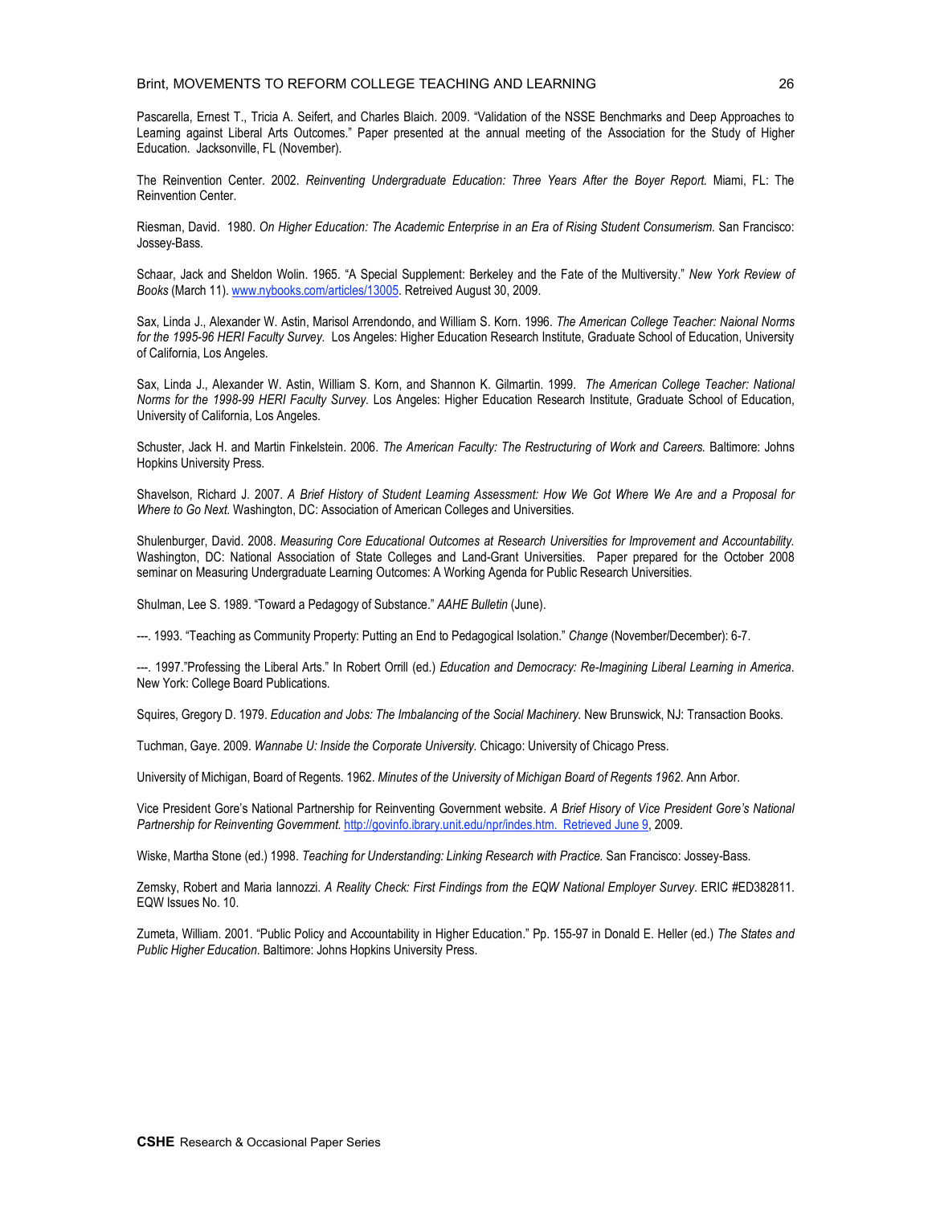Pascarella, Ernest T., Tricia A. Seifert, and Charles Blaich. 2009. "Validation of the NSSE Benchmarks and Deep Approaches to Learning against Liberal Arts Outcomes." Paper presented at the annual meeting of the Association for the Study of Higher Education. Jacksonville, FL (November).

The Reinvention Center. 2002. *Reinventing Undergraduate Education: Three Years After the Boyer Report.* Miami, FL: The Reinvention Center.

Riesman, David. 1980. *On Higher Education: The Academic Enterprise in an Era of Rising Student Consumerism.* San Francisco: Jossey-Bass.

Schaar, Jack and Sheldon Wolin. 1965. "A Special Supplement: Berkeley and the Fate of the Multiversity." *New York Review of Books* (March 11). www.nybooks.com/articles/13005. Retreived August 30, 2009.

Sax, Linda J., Alexander W. Astin, Marisol Arrendondo, and William S. Korn. 1996. *The American College Teacher: Naional Norms for the 1995-96 HERI Faculty Survey.* Los Angeles: Higher Education Research Institute, Graduate School of Education, University of California, Los Angeles.

Sax, Linda J., Alexander W. Astin, William S. Korn, and Shannon K. Gilmartin. 1999. *The American College Teacher: National Norms for the 1998-99 HERI Faculty Survey.* Los Angeles: Higher Education Research Institute, Graduate School of Education, University of California, Los Angeles.

Schuster, Jack H. and Martin Finkelstein. 2006. *The American Faculty: The Restructuring of Work and Careers.* Baltimore: Johns Hopkins University Press.

Shavelson, Richard J. 2007. *A Brief History of Student Learning Assessment: How We Got Where We Are and a Proposal for Where to Go Next.* Washington, DC: Association of American Colleges and Universities.

Shulenburger, David. 2008. *Measuring Core Educational Outcomes at Research Universities for Improvement and Accountability.* Washington, DC: National Association of State Colleges and Land-Grant Universities. Paper prepared for the October 2008 seminar on Measuring Undergraduate Learning Outcomes: A Working Agenda for Public Research Universities.

Shulman, Lee S. 1989. "Toward a Pedagogy of Substance." *AAHE Bulletin* (June).

---. 1993. "Teaching as Community Property: Putting an End to Pedagogical Isolation." *Change* (November/December): 6-7.

---. 1997."Professing the Liberal Arts." In Robert Orrill (ed.) *Education and Democracy: Re-Imagining Liberal Learning in America*. New York: College Board Publications.

Squires, Gregory D. 1979. *Education and Jobs: The Imbalancing of the Social Machinery.* New Brunswick, NJ: Transaction Books.

Tuchman, Gaye. 2009. *Wannabe U: Inside the Corporate University.* Chicago: University of Chicago Press.

University of Michigan, Board of Regents. 1962. *Minutes of the University of Michigan Board of Regents 1962*. Ann Arbor.

Vice President Gore's National Partnership for Reinventing Government website. *A Brief Hisory of Vice President Gore's National Partnership for Reinventing Government.* http://govinfo.ibrary.unit.edu/npr/indes.htm. Retrieved June 9, 2009.

Wiske, Martha Stone (ed.) 1998. *Teaching for Understanding: Linking Research with Practice.* San Francisco: Jossey-Bass.

Zemsky, Robert and Maria Iannozzi. *A Reality Check: First Findings from the EQW National Employer Survey*. ERIC #ED382811. EQW Issues No. 10.

Zumeta, William. 2001. "Public Policy and Accountability in Higher Education." Pp. 155-97 in Donald E. Heller (ed.) *The States and Public Higher Education*. Baltimore: Johns Hopkins University Press.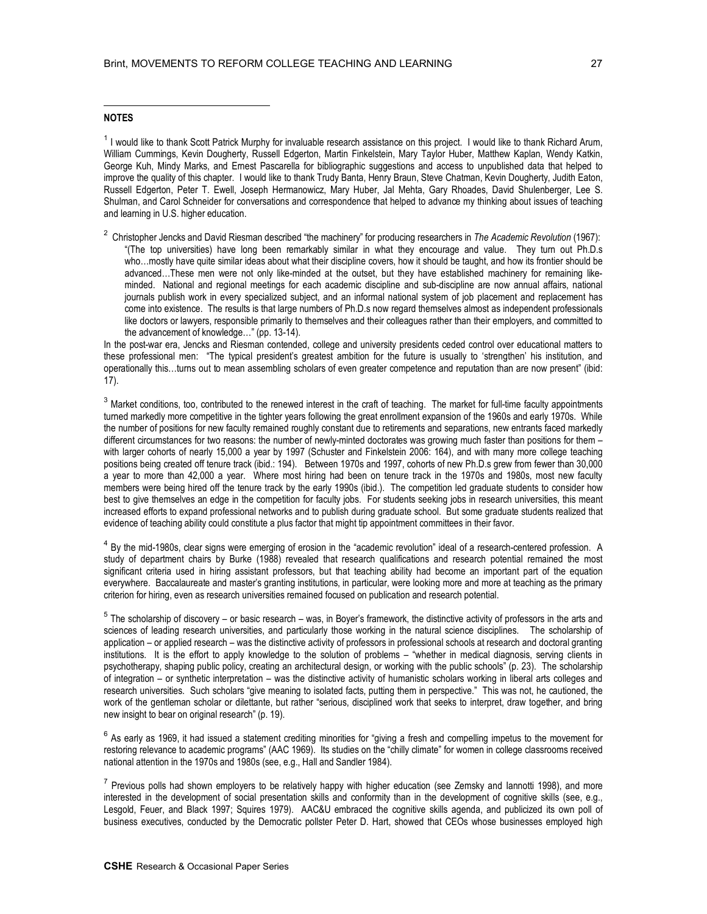**NOTES**

[1] I would like to thank Scott Patrick Murphy for invaluable research assistance on this project. I would like to thank Richard Arum, William Cummings, Kevin Dougherty, Russell Edgerton, Martin Finkelstein, Mary Taylor Huber, Matthew Kaplan, Wendy Katkin, George Kuh, Mindy Marks, and Ernest Pascarella for bibliographic suggestions and access to unpublished data that helped to improve the quality of this chapter. I would like to thank Trudy Banta, Henry Braun, Steve Chatman, Kevin Dougherty, Judith Eaton, Russell Edgerton, Peter T. Ewell, Joseph Hermanowicz, Mary Huber, Jal Mehta, Gary Rhoades, David Shulenberger, Lee S. Shulman, and Carol Schneider for conversations and correspondence that helped to advance my thinking about issues of teaching and learning in U.S. higher education.

[2] Christopher Jencks and David Riesman described "the machinery" for producing researchers in *The Academic Revolution* (1967):

> "(The top universities) have long been remarkably similar in what they encourage and value. They turn out Ph.D.s who…mostly have quite similar ideas about what their discipline covers, how it should be taught, and how its frontier should be advanced…These men were not only like-minded at the outset, but they have established machinery for remaining like-minded. National and regional meetings for each academic discipline and sub-discipline are now annual affairs, national journals publish work in every specialized subject, and an informal national system of job placement and replacement has come into existence. The results is that large numbers of Ph.D.s now regard themselves almost as independent professionals like doctors or lawyers, responsible primarily to themselves and their colleagues rather than their employers, and committed to the advancement of knowledge…" (pp. 13-14).

In the post-war era, Jencks and Riesman contended, college and university presidents ceded control over educational matters to these professional men: "The typical president's greatest ambition for the future is usually to 'strengthen' his institution, and operationally this…turns out to mean assembling scholars of even greater competence and reputation than are now present" (ibid: 17).

[3] Market conditions, too, contributed to the renewed interest in the craft of teaching. The market for full-time faculty appointments turned markedly more competitive in the tighter years following the great enrollment expansion of the 1960s and early 1970s. While the number of positions for new faculty remained roughly constant due to retirements and separations, new entrants faced markedly different circumstances for two reasons: the number of newly-minted doctorates was growing much faster than positions for them – with larger cohorts of nearly 15,000 a year by 1997 (Schuster and Finkelstein 2006: 164), and with many more college teaching positions being created off tenure track (ibid.: 194). Between 1970s and 1997, cohorts of new Ph.D.s grew from fewer than 30,000 a year to more than 42,000 a year. Where most hiring had been on tenure track in the 1970s and 1980s, most new faculty members were being hired off the tenure track by the early 1990s (ibid.). The competition led graduate students to consider how best to give themselves an edge in the competition for faculty jobs. For students seeking jobs in research universities, this meant increased efforts to expand professional networks and to publish during graduate school. But some graduate students realized that evidence of teaching ability could constitute a plus factor that might tip appointment committees in their favor.

[4] By the mid-1980s, clear signs were emerging of erosion in the "academic revolution" ideal of a research-centered profession. A study of department chairs by Burke (1988) revealed that research qualifications and research potential remained the most significant criteria used in hiring assistant professors, but that teaching ability had become an important part of the equation everywhere. Baccalaureate and master's granting institutions, in particular, were looking more and more at teaching as the primary criterion for hiring, even as research universities remained focused on publication and research potential.

[5] The scholarship of discovery – or basic research – was, in Boyer's framework, the distinctive activity of professors in the arts and sciences of leading research universities, and particularly those working in the natural science disciplines. The scholarship of application – or applied research – was the distinctive activity of professors in professional schools at research and doctoral granting institutions. It is the effort to apply knowledge to the solution of problems – "whether in medical diagnosis, serving clients in psychotherapy, shaping public policy, creating an architectural design, or working with the public schools" (p. 23). The scholarship of integration – or synthetic interpretation – was the distinctive activity of humanistic scholars working in liberal arts colleges and research universities. Such scholars "give meaning to isolated facts, putting them in perspective." This was not, he cautioned, the work of the gentleman scholar or dilettante, but rather "serious, disciplined work that seeks to interpret, draw together, and bring new insight to bear on original research" (p. 19).

[6] As early as 1969, it had issued a statement crediting minorities for "giving a fresh and compelling impetus to the movement for restoring relevance to academic programs" (AAC 1969). Its studies on the "chilly climate" for women in college classrooms received national attention in the 1970s and 1980s (see, e.g., Hall and Sandler 1984).

[7] Previous polls had shown employers to be relatively happy with higher education (see Zemsky and Iannotti 1998), and more interested in the development of social presentation skills and conformity than in the development of cognitive skills (see, e.g., Lesgold, Feuer, and Black 1997; Squires 1979). AAC&U embraced the cognitive skills agenda, and publicized its own poll of business executives, conducted by the Democratic pollster Peter D. Hart, showed that CEOs whose businesses employed high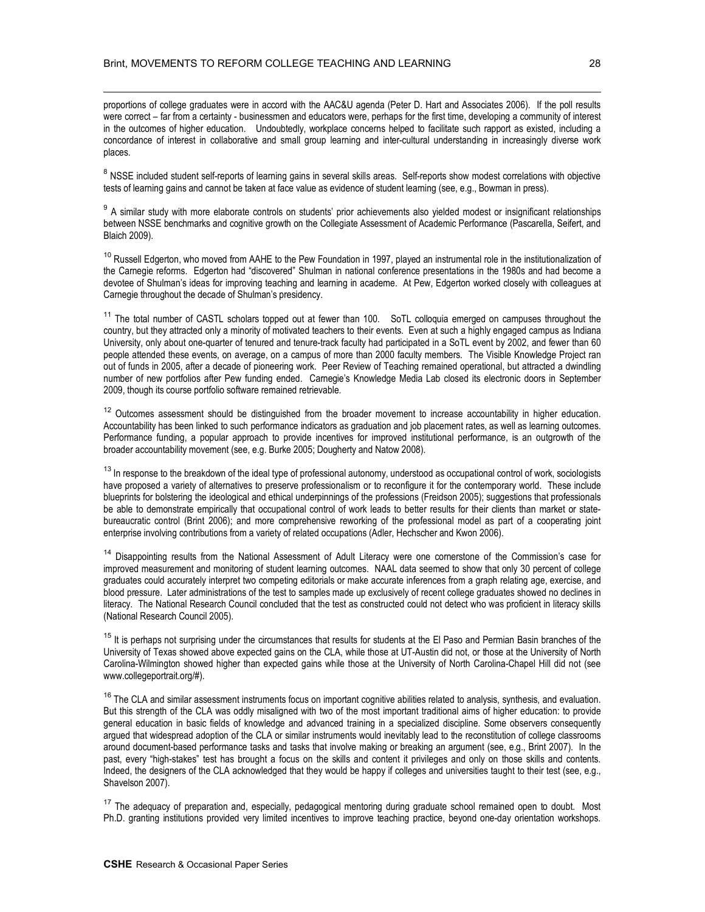proportions of college graduates were in accord with the AAC&U agenda (Peter D. Hart and Associates 2006). If the poll results were correct – far from a certainty - businessmen and educators were, perhaps for the first time, developing a community of interest in the outcomes of higher education. Undoubtedly, workplace concerns helped to facilitate such rapport as existed, including a concordance of interest in collaborative and small group learning and inter-cultural understanding in increasingly diverse work places.

[8] NSSE included student self-reports of learning gains in several skills areas. Self-reports show modest correlations with objective tests of learning gains and cannot be taken at face value as evidence of student learning (see, e.g., Bowman in press).

[9] A similar study with more elaborate controls on students' prior achievements also yielded modest or insignificant relationships between NSSE benchmarks and cognitive growth on the Collegiate Assessment of Academic Performance (Pascarella, Seifert, and Blaich 2009).

[10] Russell Edgerton, who moved from AAHE to the Pew Foundation in 1997, played an instrumental role in the institutionalization of the Carnegie reforms. Edgerton had "discovered" Shulman in national conference presentations in the 1980s and had become a devotee of Shulman's ideas for improving teaching and learning in academe. At Pew, Edgerton worked closely with colleagues at Carnegie throughout the decade of Shulman's presidency.

[11] The total number of CASTL scholars topped out at fewer than 100. SoTL colloquia emerged on campuses throughout the country, but they attracted only a minority of motivated teachers to their events. Even at such a highly engaged campus as Indiana University, only about one-quarter of tenured and tenure-track faculty had participated in a SoTL event by 2002, and fewer than 60 people attended these events, on average, on a campus of more than 2000 faculty members. The Visible Knowledge Project ran out of funds in 2005, after a decade of pioneering work. Peer Review of Teaching remained operational, but attracted a dwindling number of new portfolios after Pew funding ended. Carnegie's Knowledge Media Lab closed its electronic doors in September 2009, though its course portfolio software remained retrievable.

[12] Outcomes assessment should be distinguished from the broader movement to increase accountability in higher education. Accountability has been linked to such performance indicators as graduation and job placement rates, as well as learning outcomes. Performance funding, a popular approach to provide incentives for improved institutional performance, is an outgrowth of the broader accountability movement (see, e.g. Burke 2005; Dougherty and Natow 2008).

[13] In response to the breakdown of the ideal type of professional autonomy, understood as occupational control of work, sociologists have proposed a variety of alternatives to preserve professionalism or to reconfigure it for the contemporary world. These include blueprints for bolstering the ideological and ethical underpinnings of the professions (Freidson 2005); suggestions that professionals be able to demonstrate empirically that occupational control of work leads to better results for their clients than market or state-bureaucratic control (Brint 2006); and more comprehensive reworking of the professional model as part of a cooperating joint enterprise involving contributions from a variety of related occupations (Adler, Hechscher and Kwon 2006).

[14] Disappointing results from the National Assessment of Adult Literacy were one cornerstone of the Commission's case for improved measurement and monitoring of student learning outcomes. NAAL data seemed to show that only 30 percent of college graduates could accurately interpret two competing editorials or make accurate inferences from a graph relating age, exercise, and blood pressure. Later administrations of the test to samples made up exclusively of recent college graduates showed no declines in literacy. The National Research Council concluded that the test as constructed could not detect who was proficient in literacy skills (National Research Council 2005).

[15] It is perhaps not surprising under the circumstances that results for students at the El Paso and Permian Basin branches of the University of Texas showed above expected gains on the CLA, while those at UT-Austin did not, or those at the University of North Carolina-Wilmington showed higher than expected gains while those at the University of North Carolina-Chapel Hill did not (see www.collegeportrait.org/#).

[16] The CLA and similar assessment instruments focus on important cognitive abilities related to analysis, synthesis, and evaluation. But this strength of the CLA was oddly misaligned with two of the most important traditional aims of higher education: to provide general education in basic fields of knowledge and advanced training in a specialized discipline. Some observers consequently argued that widespread adoption of the CLA or similar instruments would inevitably lead to the reconstitution of college classrooms around document-based performance tasks and tasks that involve making or breaking an argument (see, e.g., Brint 2007). In the past, every "high-stakes" test has brought a focus on the skills and content it privileges and only on those skills and contents. Indeed, the designers of the CLA acknowledged that they would be happy if colleges and universities taught to their test (see, e.g., Shavelson 2007).

[17] The adequacy of preparation and, especially, pedagogical mentoring during graduate school remained open to doubt. Most Ph.D. granting institutions provided very limited incentives to improve teaching practice, beyond one-day orientation workshops.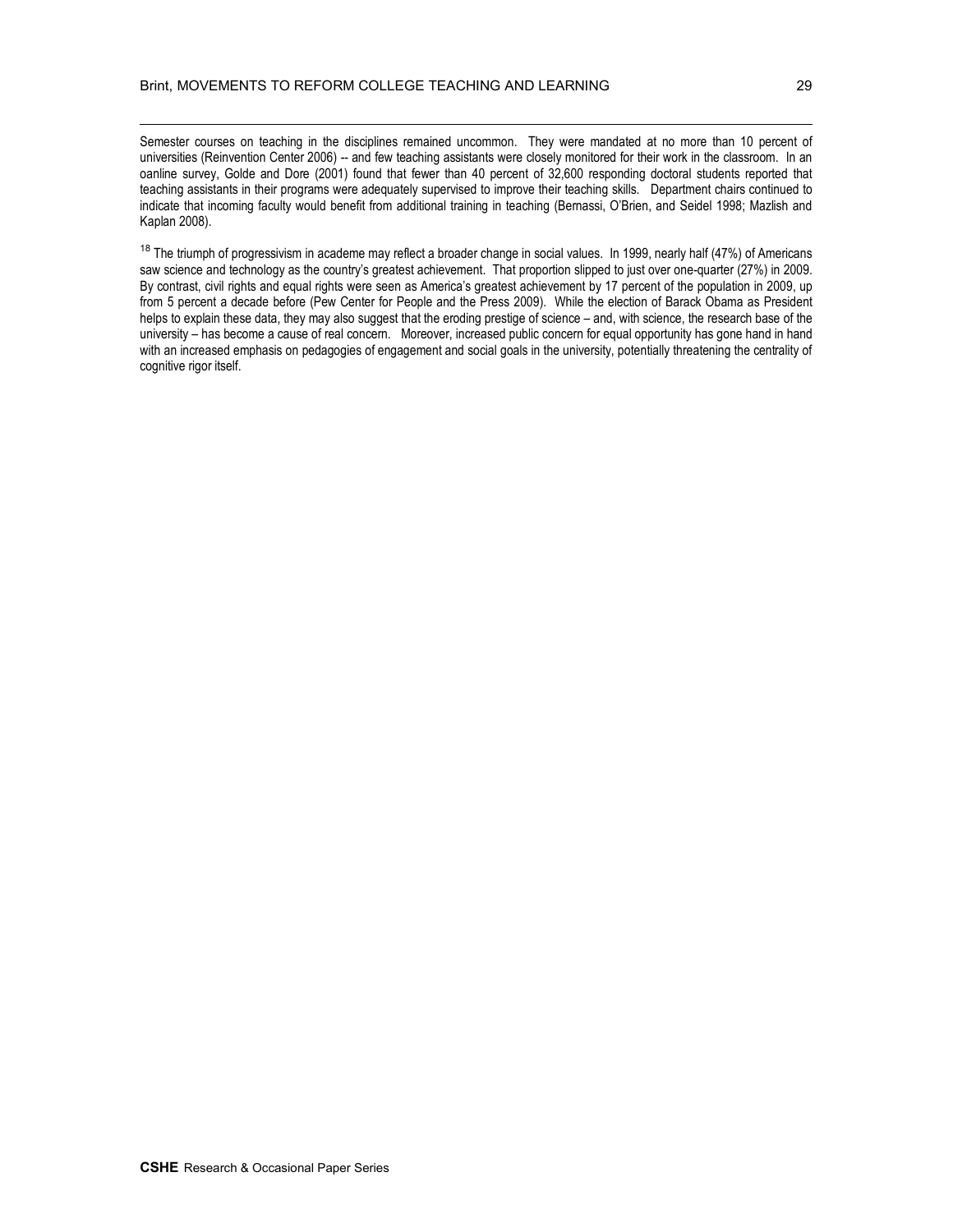Semester courses on teaching in the disciplines remained uncommon. They were mandated at no more than 10 percent of universities (Reinvention Center 2006) -- and few teaching assistants were closely monitored for their work in the classroom. In an oanline survey, Golde and Dore (2001) found that fewer than 40 percent of 32,600 responding doctoral students reported that teaching assistants in their programs were adequately supervised to improve their teaching skills. Department chairs continued to indicate that incoming faculty would benefit from additional training in teaching (Bernassi, O'Brien, and Seidel 1998; Mazlish and Kaplan 2008).

[18] The triumph of progressivism in academe may reflect a broader change in social values. In 1999, nearly half (47%) of Americans saw science and technology as the country's greatest achievement. That proportion slipped to just over one-quarter (27%) in 2009. By contrast, civil rights and equal rights were seen as America's greatest achievement by 17 percent of the population in 2009, up from 5 percent a decade before (Pew Center for People and the Press 2009). While the election of Barack Obama as President helps to explain these data, they may also suggest that the eroding prestige of science – and, with science, the research base of the university – has become a cause of real concern. Moreover, increased public concern for equal opportunity has gone hand in hand with an increased emphasis on pedagogies of engagement and social goals in the university, potentially threatening the centrality of cognitive rigor itself.